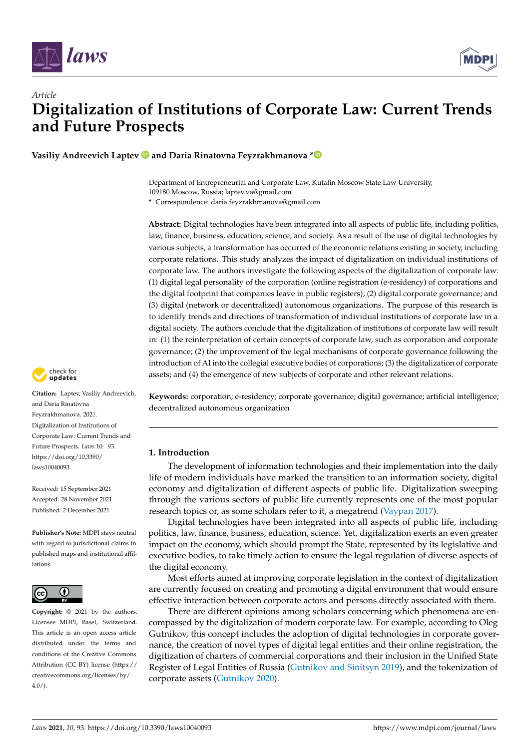*Article*

# Digitalization of Institutions of Corporate Law: Current Trends and Future Prospects

**Vasiliy Andreevich Laptev and Daria Rinatovna Feyzrakhmanova ***

Department of Entrepreneurial and Corporate Law, Kutafin Moscow State Law University, 109180 Moscow, Russia; laptev.va@gmail.com

* Correspondence: daria.feyzrakhmanova@gmail.com

**Abstract:** Digital technologies have been integrated into all aspects of public life, including politics, law, finance, business, education, science, and society. As a result of the use of digital technologies by various subjects, a transformation has occurred of the economic relations existing in society, including corporate relations. This study analyzes the impact of digitalization on individual institutions of corporate law. The authors investigate the following aspects of the digitalization of corporate law: (1) digital legal personality of the corporation (online registration (e-residency) of corporations and the digital footprint that companies leave in public registers); (2) digital corporate governance; and (3) digital (network or decentralized) autonomous organizations. The purpose of this research is to identify trends and directions of transformation of individual institutions of corporate law in a digital society. The authors conclude that the digitalization of institutions of corporate law will result in: (1) the reinterpretation of certain concepts of corporate law, such as corporation and corporate governance; (2) the improvement of the legal mechanisms of corporate governance following the introduction of AI into the collegial executive bodies of corporations; (3) the digitalization of corporate assets; and (4) the emergence of new subjects of corporate and other relevant relations.

**Keywords:** corporation; e-residency; corporate governance; digital governance; artificial intelligence; decentralized autonomous organization

**Citation:** Laptev, Vasiliy Andreevich, and Daria Rinatovna Feyzrakhmanova. 2021. Digitalization of Institutions of Corporate Law: Current Trends and Future Prospects. *Laws* 10: 93. https://doi.org/10.3390/laws10040093

Received: 15 September 2021
Accepted: 28 November 2021
Published: 2 December 2021

**Publisher's Note:** MDPI stays neutral with regard to jurisdictional claims in published maps and institutional affiliations.

**Copyright:** © 2021 by the authors. Licensee MDPI, Basel, Switzerland. This article is an open access article distributed under the terms and conditions of the Creative Commons Attribution (CC BY) license (https://creativecommons.org/licenses/by/4.0/).

## 1. Introduction

The development of information technologies and their implementation into the daily life of modern individuals have marked the transition to an information society, digital economy and digitalization of different aspects of public life. Digitalization sweeping through the various sectors of public life currently represents one of the most popular research topics or, as some scholars refer to it, a megatrend (Vaypan 2017).

Digital technologies have been integrated into all aspects of public life, including politics, law, finance, business, education, science. Yet, digitalization exerts an even greater impact on the economy, which should prompt the State, represented by its legislative and executive bodies, to take timely action to ensure the legal regulation of diverse aspects of the digital economy.

Most efforts aimed at improving corporate legislation in the context of digitalization are currently focused on creating and promoting a digital environment that would ensure effective interaction between corporate actors and persons directly associated with them.

There are different opinions among scholars concerning which phenomena are encompassed by the digitalization of modern corporate law. For example, according to Oleg Gutnikov, this concept includes the adoption of digital technologies in corporate governance, the creation of novel types of digital legal entities and their online registration, the digitization of charters of commercial corporations and their inclusion in the Unified State Register of Legal Entities of Russia (Gutnikov and Sinitsyn 2019), and the tokenization of corporate assets (Gutnikov 2020).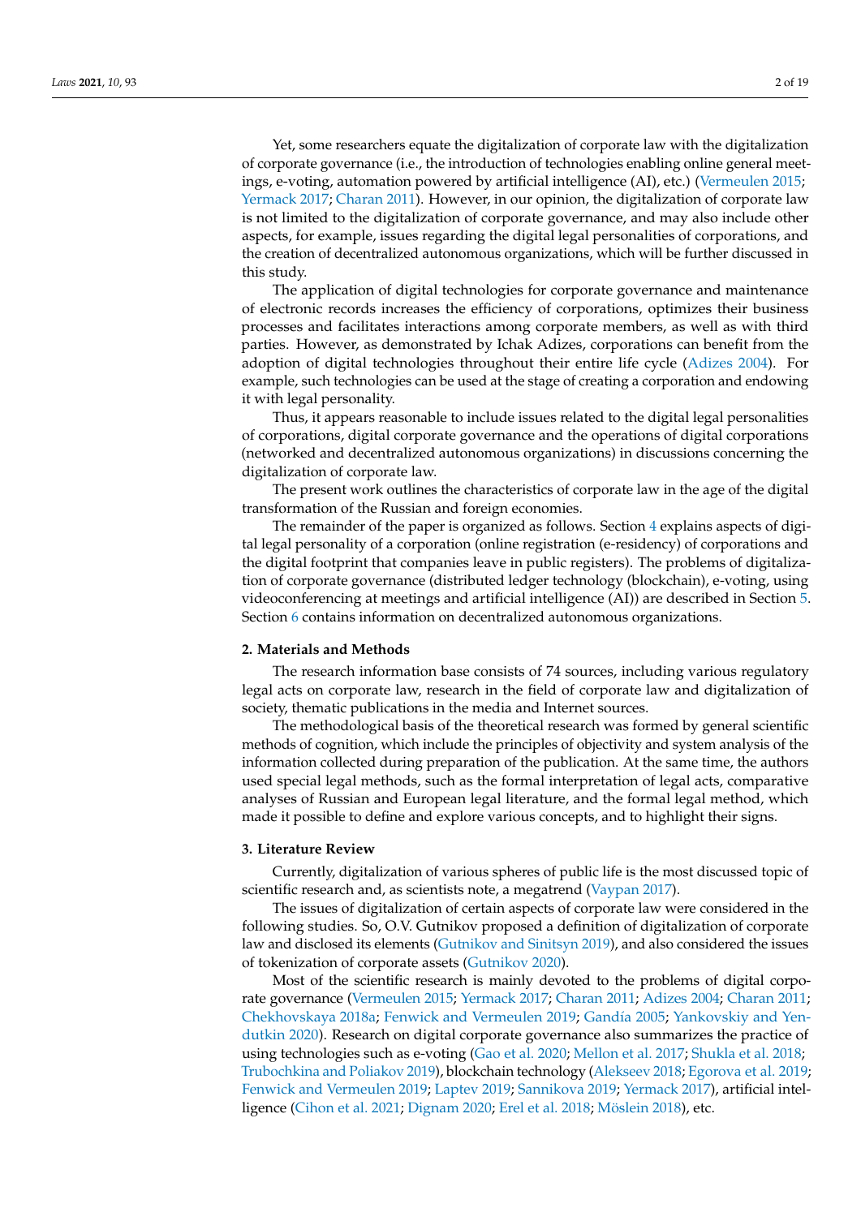Yet, some researchers equate the digitalization of corporate law with the digitalization of corporate governance (i.e., the introduction of technologies enabling online general meetings, e-voting, automation powered by artificial intelligence (AI), etc.) (Vermeulen 2015; Yermack 2017; Charan 2011). However, in our opinion, the digitalization of corporate law is not limited to the digitalization of corporate governance, and may also include other aspects, for example, issues regarding the digital legal personalities of corporations, and the creation of decentralized autonomous organizations, which will be further discussed in this study.

The application of digital technologies for corporate governance and maintenance of electronic records increases the efficiency of corporations, optimizes their business processes and facilitates interactions among corporate members, as well as with third parties. However, as demonstrated by Ichak Adizes, corporations can benefit from the adoption of digital technologies throughout their entire life cycle (Adizes 2004). For example, such technologies can be used at the stage of creating a corporation and endowing it with legal personality.

Thus, it appears reasonable to include issues related to the digital legal personalities of corporations, digital corporate governance and the operations of digital corporations (networked and decentralized autonomous organizations) in discussions concerning the digitalization of corporate law.

The present work outlines the characteristics of corporate law in the age of the digital transformation of the Russian and foreign economies.

The remainder of the paper is organized as follows. Section 4 explains aspects of digital legal personality of a corporation (online registration (e-residency) of corporations and the digital footprint that companies leave in public registers). The problems of digitalization of corporate governance (distributed ledger technology (blockchain), e-voting, using videoconferencing at meetings and artificial intelligence (AI)) are described in Section 5. Section 6 contains information on decentralized autonomous organizations.

## 2. Materials and Methods

The research information base consists of 74 sources, including various regulatory legal acts on corporate law, research in the field of corporate law and digitalization of society, thematic publications in the media and Internet sources.

The methodological basis of the theoretical research was formed by general scientific methods of cognition, which include the principles of objectivity and system analysis of the information collected during preparation of the publication. At the same time, the authors used special legal methods, such as the formal interpretation of legal acts, comparative analyses of Russian and European legal literature, and the formal legal method, which made it possible to define and explore various concepts, and to highlight their signs.

## 3. Literature Review

Currently, digitalization of various spheres of public life is the most discussed topic of scientific research and, as scientists note, a megatrend (Vaypan 2017).

The issues of digitalization of certain aspects of corporate law were considered in the following studies. So, O.V. Gutnikov proposed a definition of digitalization of corporate law and disclosed its elements (Gutnikov and Sinitsyn 2019), and also considered the issues of tokenization of corporate assets (Gutnikov 2020).

Most of the scientific research is mainly devoted to the problems of digital corporate governance (Vermeulen 2015; Yermack 2017; Charan 2011; Adizes 2004; Charan 2011; Chekhovskaya 2018a; Fenwick and Vermeulen 2019; Gandía 2005; Yankovskiy and Yendutkin 2020). Research on digital corporate governance also summarizes the practice of using technologies such as e-voting (Gao et al. 2020; Mellon et al. 2017; Shukla et al. 2018; Trubochkina and Poliakov 2019), blockchain technology (Alekseev 2018; Egorova et al. 2019; Fenwick and Vermeulen 2019; Laptev 2019; Sannikova 2019; Yermack 2017), artificial intelligence (Cihon et al. 2021; Dignam 2020; Erel et al. 2018; Möslein 2018), etc.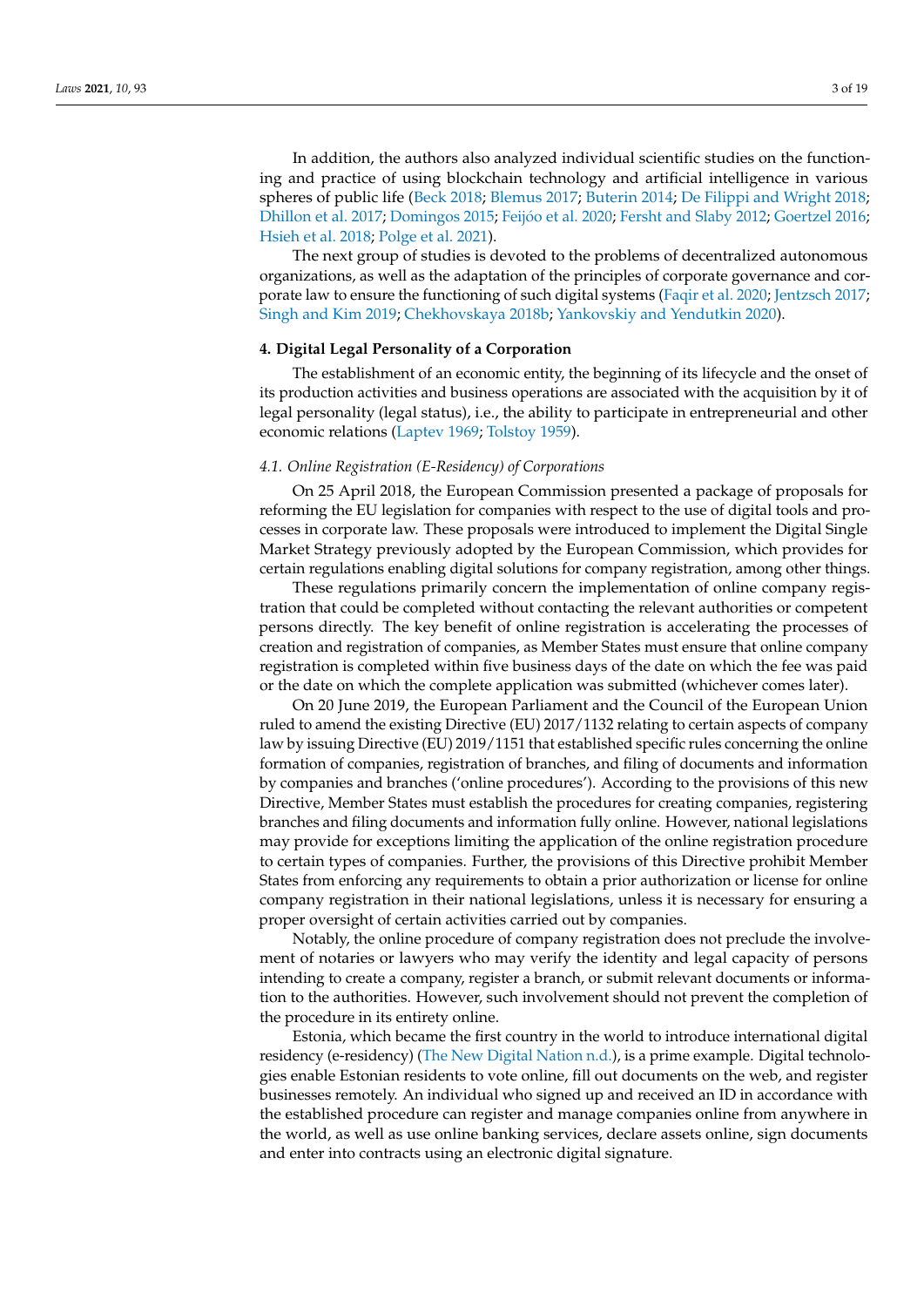In addition, the authors also analyzed individual scientific studies on the functioning and practice of using blockchain technology and artificial intelligence in various spheres of public life (Beck 2018; Blemus 2017; Buterin 2014; De Filippi and Wright 2018; Dhillon et al. 2017; Domingos 2015; Feijóo et al. 2020; Fersht and Slaby 2012; Goertzel 2016; Hsieh et al. 2018; Polge et al. 2021).

The next group of studies is devoted to the problems of decentralized autonomous organizations, as well as the adaptation of the principles of corporate governance and corporate law to ensure the functioning of such digital systems (Faqir et al. 2020; Jentzsch 2017; Singh and Kim 2019; Chekhovskaya 2018b; Yankovskiy and Yendutkin 2020).

## 4. Digital Legal Personality of a Corporation

The establishment of an economic entity, the beginning of its lifecycle and the onset of its production activities and business operations are associated with the acquisition by it of legal personality (legal status), i.e., the ability to participate in entrepreneurial and other economic relations (Laptev 1969; Tolstoy 1959).

### *4.1. Online Registration (E-Residency) of Corporations*

On 25 April 2018, the European Commission presented a package of proposals for reforming the EU legislation for companies with respect to the use of digital tools and processes in corporate law. These proposals were introduced to implement the Digital Single Market Strategy previously adopted by the European Commission, which provides for certain regulations enabling digital solutions for company registration, among other things.

These regulations primarily concern the implementation of online company registration that could be completed without contacting the relevant authorities or competent persons directly. The key benefit of online registration is accelerating the processes of creation and registration of companies, as Member States must ensure that online company registration is completed within five business days of the date on which the fee was paid or the date on which the complete application was submitted (whichever comes later).

On 20 June 2019, the European Parliament and the Council of the European Union ruled to amend the existing Directive (EU) 2017/1132 relating to certain aspects of company law by issuing Directive (EU) 2019/1151 that established specific rules concerning the online formation of companies, registration of branches, and filing of documents and information by companies and branches ('online procedures'). According to the provisions of this new Directive, Member States must establish the procedures for creating companies, registering branches and filing documents and information fully online. However, national legislations may provide for exceptions limiting the application of the online registration procedure to certain types of companies. Further, the provisions of this Directive prohibit Member States from enforcing any requirements to obtain a prior authorization or license for online company registration in their national legislations, unless it is necessary for ensuring a proper oversight of certain activities carried out by companies.

Notably, the online procedure of company registration does not preclude the involvement of notaries or lawyers who may verify the identity and legal capacity of persons intending to create a company, register a branch, or submit relevant documents or information to the authorities. However, such involvement should not prevent the completion of the procedure in its entirety online.

Estonia, which became the first country in the world to introduce international digital residency (e-residency) (The New Digital Nation n.d.), is a prime example. Digital technologies enable Estonian residents to vote online, fill out documents on the web, and register businesses remotely. An individual who signed up and received an ID in accordance with the established procedure can register and manage companies online from anywhere in the world, as well as use online banking services, declare assets online, sign documents and enter into contracts using an electronic digital signature.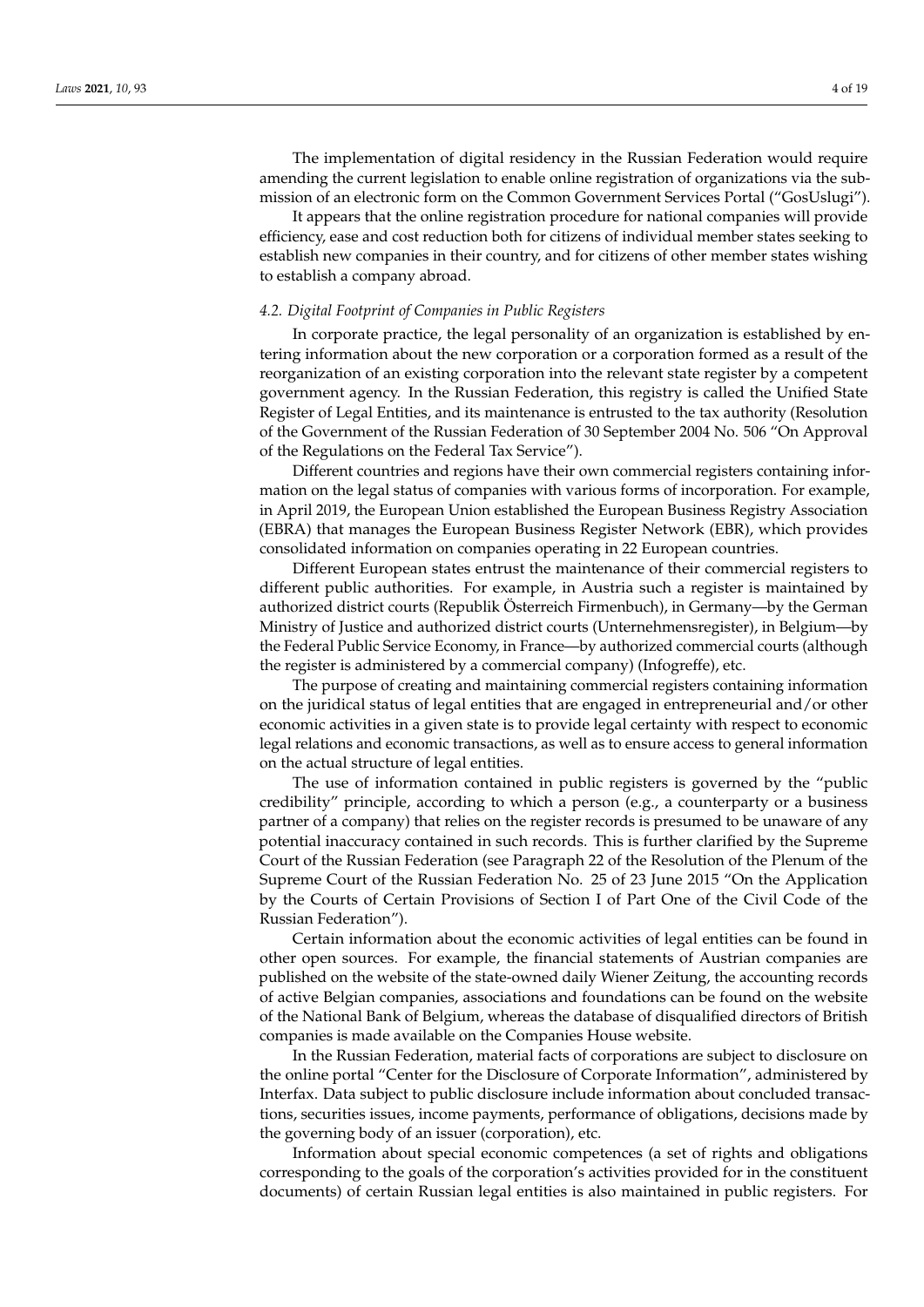The implementation of digital residency in the Russian Federation would require amending the current legislation to enable online registration of organizations via the submission of an electronic form on the Common Government Services Portal ("GosUslugi").

It appears that the online registration procedure for national companies will provide efficiency, ease and cost reduction both for citizens of individual member states seeking to establish new companies in their country, and for citizens of other member states wishing to establish a company abroad.

### *4.2. Digital Footprint of Companies in Public Registers*

In corporate practice, the legal personality of an organization is established by entering information about the new corporation or a corporation formed as a result of the reorganization of an existing corporation into the relevant state register by a competent government agency. In the Russian Federation, this registry is called the Unified State Register of Legal Entities, and its maintenance is entrusted to the tax authority (Resolution of the Government of the Russian Federation of 30 September 2004 No. 506 "On Approval of the Regulations on the Federal Tax Service").

Different countries and regions have their own commercial registers containing information on the legal status of companies with various forms of incorporation. For example, in April 2019, the European Union established the European Business Registry Association (EBRA) that manages the European Business Register Network (EBR), which provides consolidated information on companies operating in 22 European countries.

Different European states entrust the maintenance of their commercial registers to different public authorities. For example, in Austria such a register is maintained by authorized district courts (Republik Österreich Firmenbuch), in Germany—by the German Ministry of Justice and authorized district courts (Unternehmensregister), in Belgium—by the Federal Public Service Economy, in France—by authorized commercial courts (although the register is administered by a commercial company) (Infogreffe), etc.

The purpose of creating and maintaining commercial registers containing information on the juridical status of legal entities that are engaged in entrepreneurial and/or other economic activities in a given state is to provide legal certainty with respect to economic legal relations and economic transactions, as well as to ensure access to general information on the actual structure of legal entities.

The use of information contained in public registers is governed by the "public credibility" principle, according to which a person (e.g., a counterparty or a business partner of a company) that relies on the register records is presumed to be unaware of any potential inaccuracy contained in such records. This is further clarified by the Supreme Court of the Russian Federation (see Paragraph 22 of the Resolution of the Plenum of the Supreme Court of the Russian Federation No. 25 of 23 June 2015 "On the Application by the Courts of Certain Provisions of Section I of Part One of the Civil Code of the Russian Federation").

Certain information about the economic activities of legal entities can be found in other open sources. For example, the financial statements of Austrian companies are published on the website of the state-owned daily Wiener Zeitung, the accounting records of active Belgian companies, associations and foundations can be found on the website of the National Bank of Belgium, whereas the database of disqualified directors of British companies is made available on the Companies House website.

In the Russian Federation, material facts of corporations are subject to disclosure on the online portal "Center for the Disclosure of Corporate Information", administered by Interfax. Data subject to public disclosure include information about concluded transactions, securities issues, income payments, performance of obligations, decisions made by the governing body of an issuer (corporation), etc.

Information about special economic competences (a set of rights and obligations corresponding to the goals of the corporation's activities provided for in the constituent documents) of certain Russian legal entities is also maintained in public registers. For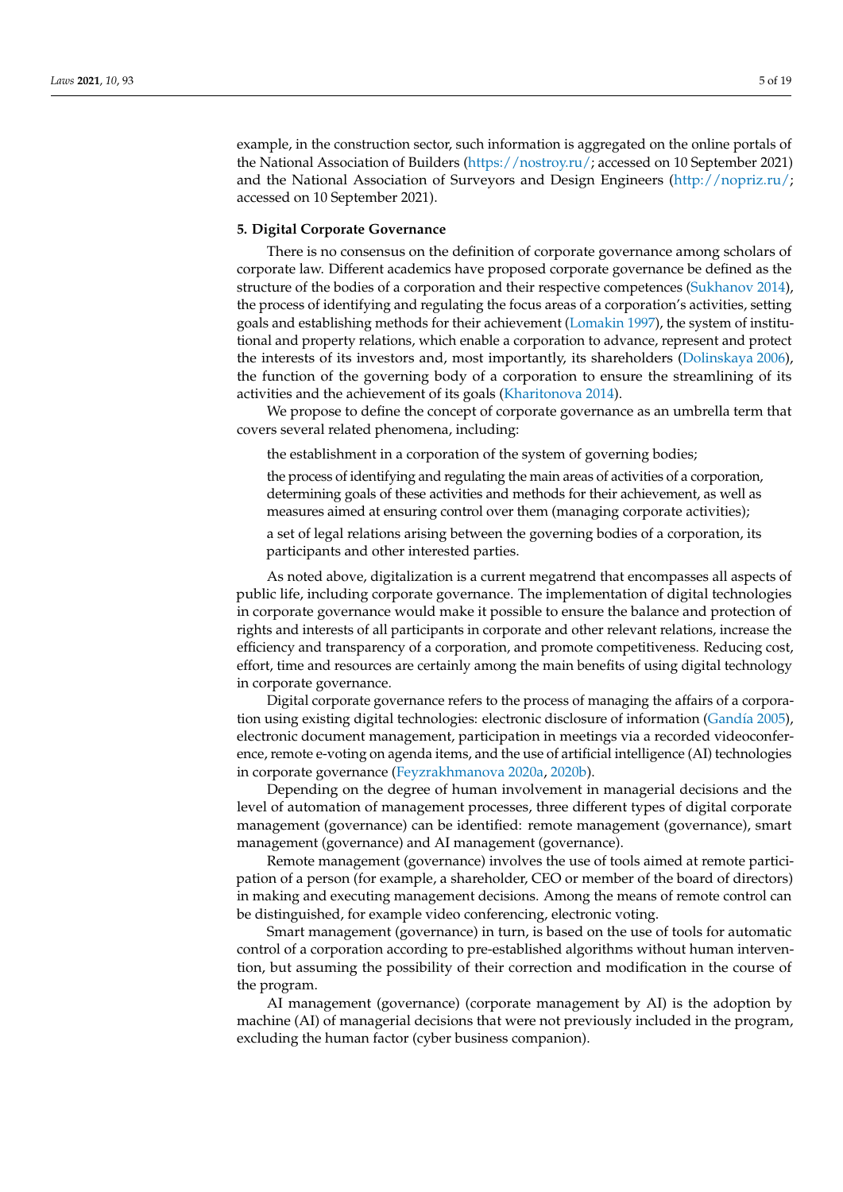example, in the construction sector, such information is aggregated on the online portals of the National Association of Builders (https://nostroy.ru/; accessed on 10 September 2021) and the National Association of Surveyors and Design Engineers (http://nopriz.ru/; accessed on 10 September 2021).

## 5. Digital Corporate Governance

There is no consensus on the definition of corporate governance among scholars of corporate law. Different academics have proposed corporate governance be defined as the structure of the bodies of a corporation and their respective competences (Sukhanov 2014), the process of identifying and regulating the focus areas of a corporation's activities, setting goals and establishing methods for their achievement (Lomakin 1997), the system of institutional and property relations, which enable a corporation to advance, represent and protect the interests of its investors and, most importantly, its shareholders (Dolinskaya 2006), the function of the governing body of a corporation to ensure the streamlining of its activities and the achievement of its goals (Kharitonova 2014).

We propose to define the concept of corporate governance as an umbrella term that covers several related phenomena, including:

the establishment in a corporation of the system of governing bodies;

the process of identifying and regulating the main areas of activities of a corporation, determining goals of these activities and methods for their achievement, as well as measures aimed at ensuring control over them (managing corporate activities);

a set of legal relations arising between the governing bodies of a corporation, its participants and other interested parties.

As noted above, digitalization is a current megatrend that encompasses all aspects of public life, including corporate governance. The implementation of digital technologies in corporate governance would make it possible to ensure the balance and protection of rights and interests of all participants in corporate and other relevant relations, increase the efficiency and transparency of a corporation, and promote competitiveness. Reducing cost, effort, time and resources are certainly among the main benefits of using digital technology in corporate governance.

Digital corporate governance refers to the process of managing the affairs of a corporation using existing digital technologies: electronic disclosure of information (Gandía 2005), electronic document management, participation in meetings via a recorded videoconference, remote e-voting on agenda items, and the use of artificial intelligence (AI) technologies in corporate governance (Feyzrakhmanova 2020a, 2020b).

Depending on the degree of human involvement in managerial decisions and the level of automation of management processes, three different types of digital corporate management (governance) can be identified: remote management (governance), smart management (governance) and AI management (governance).

Remote management (governance) involves the use of tools aimed at remote participation of a person (for example, a shareholder, CEO or member of the board of directors) in making and executing management decisions. Among the means of remote control can be distinguished, for example video conferencing, electronic voting.

Smart management (governance) in turn, is based on the use of tools for automatic control of a corporation according to pre-established algorithms without human intervention, but assuming the possibility of their correction and modification in the course of the program.

AI management (governance) (corporate management by AI) is the adoption by machine (AI) of managerial decisions that were not previously included in the program, excluding the human factor (cyber business companion).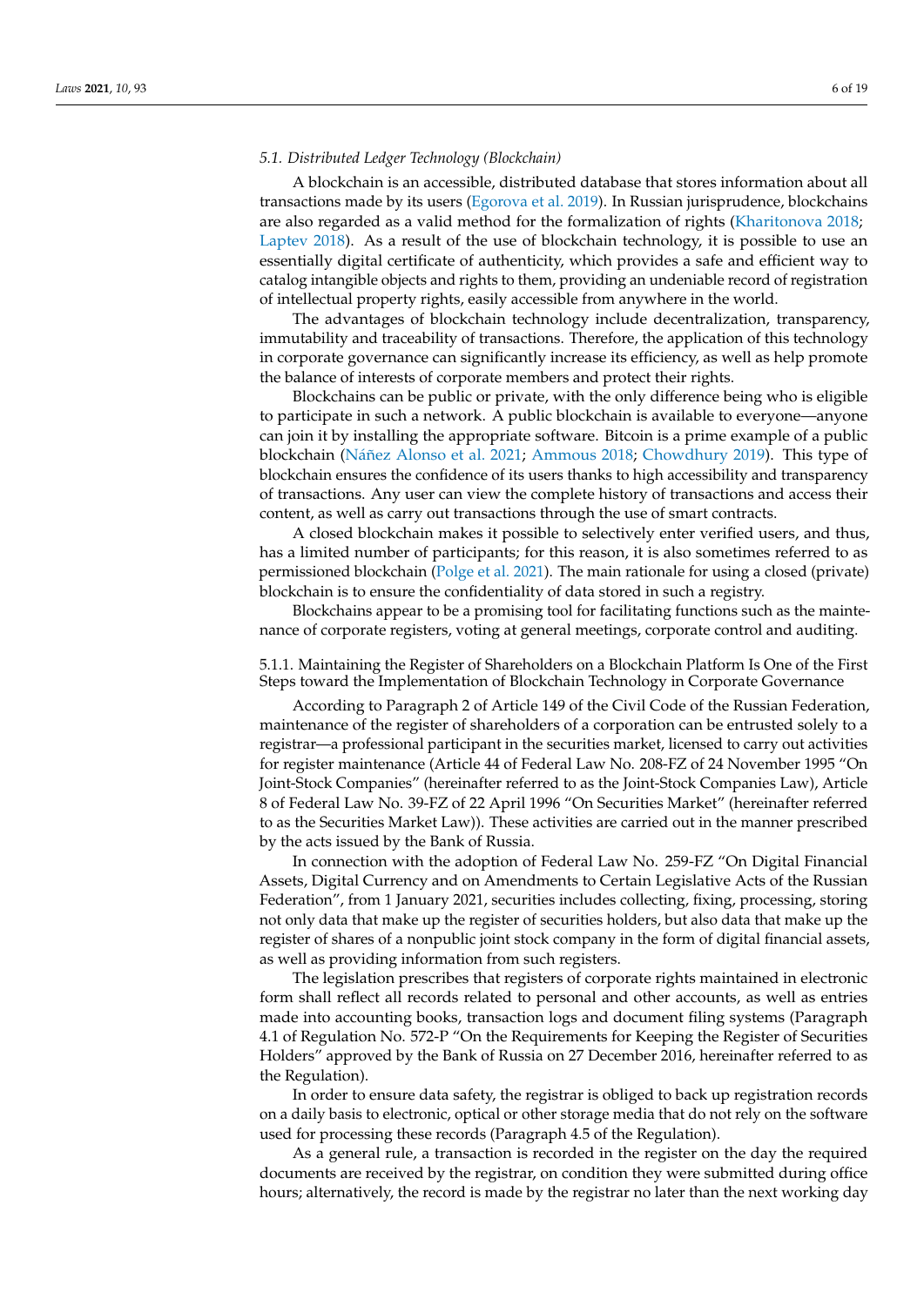### 5.1. Distributed Ledger Technology (Blockchain)

A blockchain is an accessible, distributed database that stores information about all transactions made by its users (Egorova et al. 2019). In Russian jurisprudence, blockchains are also regarded as a valid method for the formalization of rights (Kharitonova 2018; Laptev 2018). As a result of the use of blockchain technology, it is possible to use an essentially digital certificate of authenticity, which provides a safe and efficient way to catalog intangible objects and rights to them, providing an undeniable record of registration of intellectual property rights, easily accessible from anywhere in the world.

The advantages of blockchain technology include decentralization, transparency, immutability and traceability of transactions. Therefore, the application of this technology in corporate governance can significantly increase its efficiency, as well as help promote the balance of interests of corporate members and protect their rights.

Blockchains can be public or private, with the only difference being who is eligible to participate in such a network. A public blockchain is available to everyone—anyone can join it by installing the appropriate software. Bitcoin is a prime example of a public blockchain (Náñez Alonso et al. 2021; Ammous 2018; Chowdhury 2019). This type of blockchain ensures the confidence of its users thanks to high accessibility and transparency of transactions. Any user can view the complete history of transactions and access their content, as well as carry out transactions through the use of smart contracts.

A closed blockchain makes it possible to selectively enter verified users, and thus, has a limited number of participants; for this reason, it is also sometimes referred to as permissioned blockchain (Polge et al. 2021). The main rationale for using a closed (private) blockchain is to ensure the confidentiality of data stored in such a registry.

Blockchains appear to be a promising tool for facilitating functions such as the maintenance of corporate registers, voting at general meetings, corporate control and auditing.

#### 5.1.1. Maintaining the Register of Shareholders on a Blockchain Platform Is One of the First Steps toward the Implementation of Blockchain Technology in Corporate Governance

According to Paragraph 2 of Article 149 of the Civil Code of the Russian Federation, maintenance of the register of shareholders of a corporation can be entrusted solely to a registrar—a professional participant in the securities market, licensed to carry out activities for register maintenance (Article 44 of Federal Law No. 208-FZ of 24 November 1995 "On Joint-Stock Companies" (hereinafter referred to as the Joint-Stock Companies Law), Article 8 of Federal Law No. 39-FZ of 22 April 1996 "On Securities Market" (hereinafter referred to as the Securities Market Law)). These activities are carried out in the manner prescribed by the acts issued by the Bank of Russia.

In connection with the adoption of Federal Law No. 259-FZ "On Digital Financial Assets, Digital Currency and on Amendments to Certain Legislative Acts of the Russian Federation", from 1 January 2021, securities includes collecting, fixing, processing, storing not only data that make up the register of securities holders, but also data that make up the register of shares of a nonpublic joint stock company in the form of digital financial assets, as well as providing information from such registers.

The legislation prescribes that registers of corporate rights maintained in electronic form shall reflect all records related to personal and other accounts, as well as entries made into accounting books, transaction logs and document filing systems (Paragraph 4.1 of Regulation No. 572-P "On the Requirements for Keeping the Register of Securities Holders" approved by the Bank of Russia on 27 December 2016, hereinafter referred to as the Regulation).

In order to ensure data safety, the registrar is obliged to back up registration records on a daily basis to electronic, optical or other storage media that do not rely on the software used for processing these records (Paragraph 4.5 of the Regulation).

As a general rule, a transaction is recorded in the register on the day the required documents are received by the registrar, on condition they were submitted during office hours; alternatively, the record is made by the registrar no later than the next working day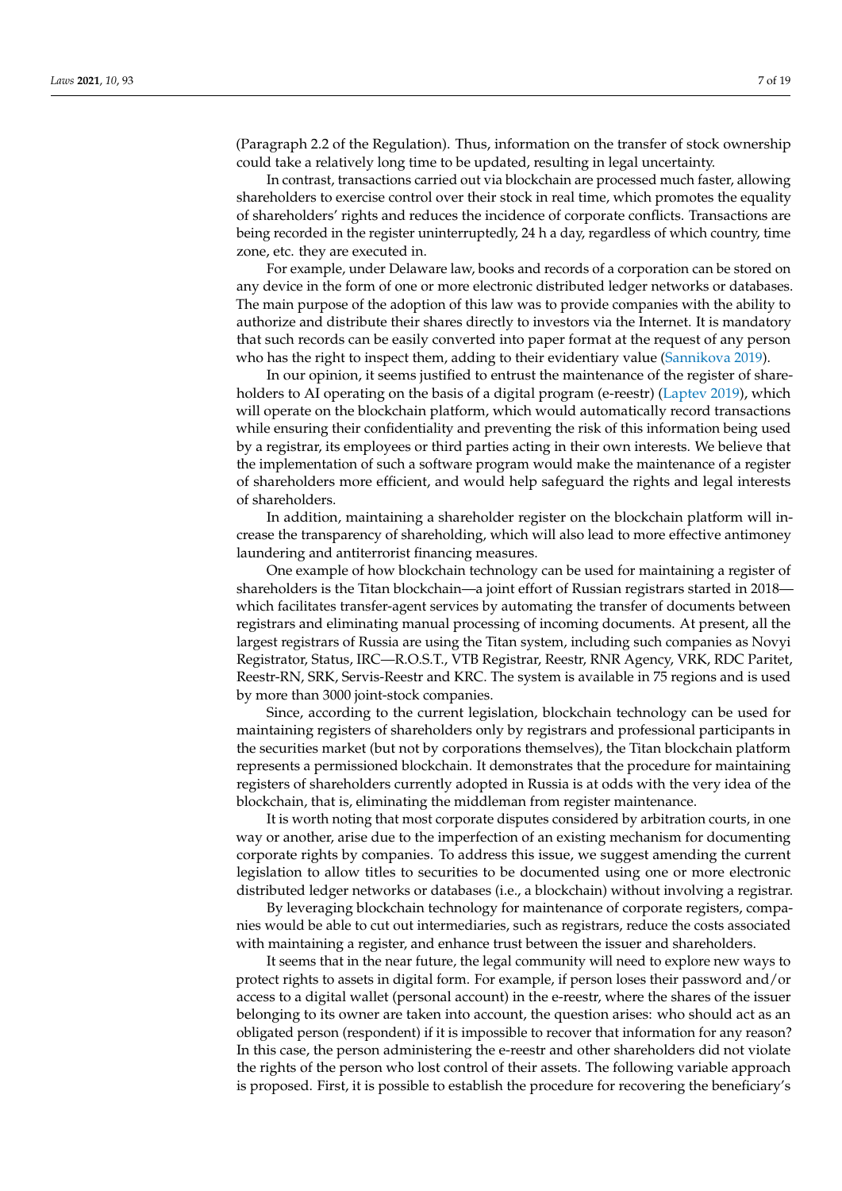(Paragraph 2.2 of the Regulation). Thus, information on the transfer of stock ownership could take a relatively long time to be updated, resulting in legal uncertainty.

In contrast, transactions carried out via blockchain are processed much faster, allowing shareholders to exercise control over their stock in real time, which promotes the equality of shareholders' rights and reduces the incidence of corporate conflicts. Transactions are being recorded in the register uninterruptedly, 24 h a day, regardless of which country, time zone, etc. they are executed in.

For example, under Delaware law, books and records of a corporation can be stored on any device in the form of one or more electronic distributed ledger networks or databases. The main purpose of the adoption of this law was to provide companies with the ability to authorize and distribute their shares directly to investors via the Internet. It is mandatory that such records can be easily converted into paper format at the request of any person who has the right to inspect them, adding to their evidentiary value (Sannikova 2019).

In our opinion, it seems justified to entrust the maintenance of the register of shareholders to AI operating on the basis of a digital program (e-reestr) (Laptev 2019), which will operate on the blockchain platform, which would automatically record transactions while ensuring their confidentiality and preventing the risk of this information being used by a registrar, its employees or third parties acting in their own interests. We believe that the implementation of such a software program would make the maintenance of a register of shareholders more efficient, and would help safeguard the rights and legal interests of shareholders.

In addition, maintaining a shareholder register on the blockchain platform will increase the transparency of shareholding, which will also lead to more effective antimoney laundering and antiterrorist financing measures.

One example of how blockchain technology can be used for maintaining a register of shareholders is the Titan blockchain—a joint effort of Russian registrars started in 2018—which facilitates transfer-agent services by automating the transfer of documents between registrars and eliminating manual processing of incoming documents. At present, all the largest registrars of Russia are using the Titan system, including such companies as Novyi Registrator, Status, IRC—R.O.S.T., VTB Registrar, Reestr, RNR Agency, VRK, RDC Paritet, Reestr-RN, SRK, Servis-Reestr and KRC. The system is available in 75 regions and is used by more than 3000 joint-stock companies.

Since, according to the current legislation, blockchain technology can be used for maintaining registers of shareholders only by registrars and professional participants in the securities market (but not by corporations themselves), the Titan blockchain platform represents a permissioned blockchain. It demonstrates that the procedure for maintaining registers of shareholders currently adopted in Russia is at odds with the very idea of the blockchain, that is, eliminating the middleman from register maintenance.

It is worth noting that most corporate disputes considered by arbitration courts, in one way or another, arise due to the imperfection of an existing mechanism for documenting corporate rights by companies. To address this issue, we suggest amending the current legislation to allow titles to securities to be documented using one or more electronic distributed ledger networks or databases (i.e., a blockchain) without involving a registrar.

By leveraging blockchain technology for maintenance of corporate registers, companies would be able to cut out intermediaries, such as registrars, reduce the costs associated with maintaining a register, and enhance trust between the issuer and shareholders.

It seems that in the near future, the legal community will need to explore new ways to protect rights to assets in digital form. For example, if person loses their password and/or access to a digital wallet (personal account) in the e-reestr, where the shares of the issuer belonging to its owner are taken into account, the question arises: who should act as an obligated person (respondent) if it is impossible to recover that information for any reason? In this case, the person administering the e-reestr and other shareholders did not violate the rights of the person who lost control of their assets. The following variable approach is proposed. First, it is possible to establish the procedure for recovering the beneficiary's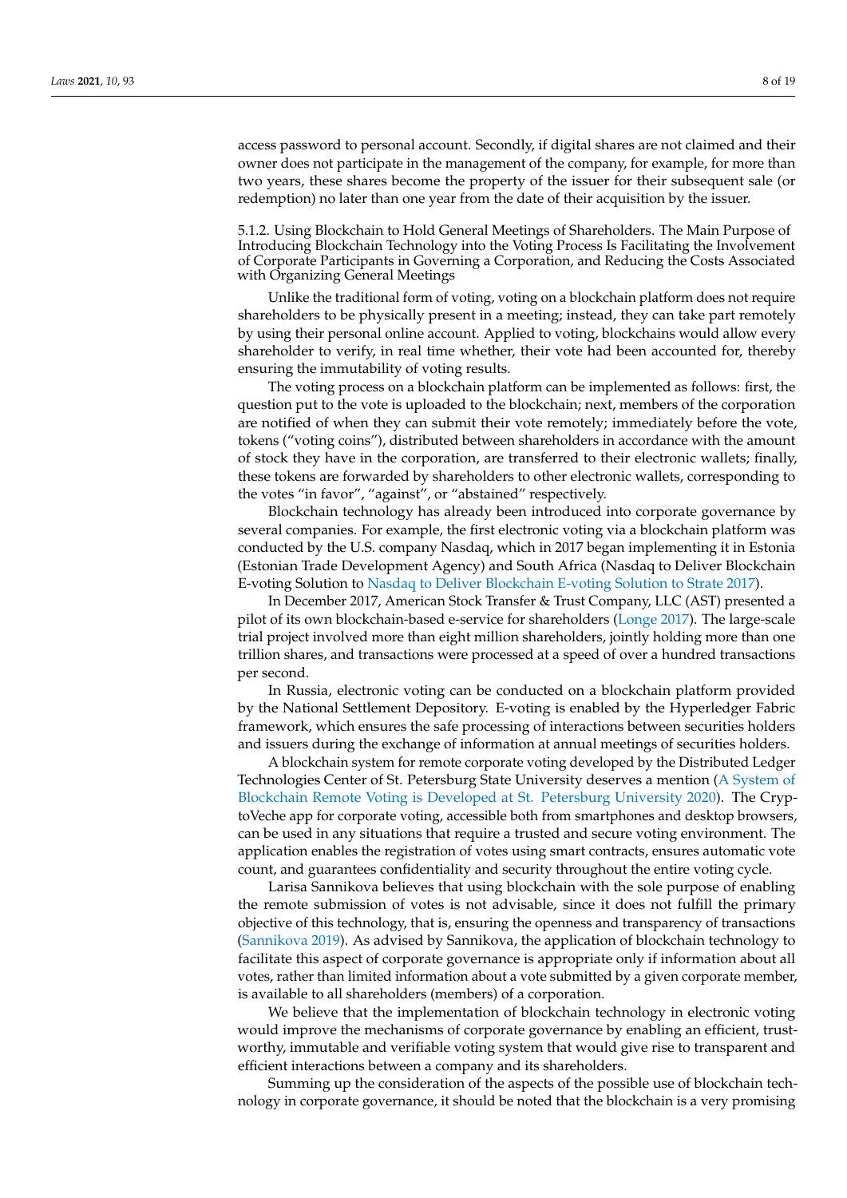access password to personal account. Secondly, if digital shares are not claimed and their owner does not participate in the management of the company, for example, for more than two years, these shares become the property of the issuer for their subsequent sale (or redemption) no later than one year from the date of their acquisition by the issuer.

#### 5.1.2. Using Blockchain to Hold General Meetings of Shareholders. The Main Purpose of Introducing Blockchain Technology into the Voting Process Is Facilitating the Involvement of Corporate Participants in Governing a Corporation, and Reducing the Costs Associated with Organizing General Meetings

Unlike the traditional form of voting, voting on a blockchain platform does not require shareholders to be physically present in a meeting; instead, they can take part remotely by using their personal online account. Applied to voting, blockchains would allow every shareholder to verify, in real time whether, their vote had been accounted for, thereby ensuring the immutability of voting results.

The voting process on a blockchain platform can be implemented as follows: first, the question put to the vote is uploaded to the blockchain; next, members of the corporation are notified of when they can submit their vote remotely; immediately before the vote, tokens ("voting coins"), distributed between shareholders in accordance with the amount of stock they have in the corporation, are transferred to their electronic wallets; finally, these tokens are forwarded by shareholders to other electronic wallets, corresponding to the votes "in favor", "against", or "abstained" respectively.

Blockchain technology has already been introduced into corporate governance by several companies. For example, the first electronic voting via a blockchain platform was conducted by the U.S. company Nasdaq, which in 2017 began implementing it in Estonia (Estonian Trade Development Agency) and South Africa (Nasdaq to Deliver Blockchain E-voting Solution to Nasdaq to Deliver Blockchain E-voting Solution to Strate 2017).

In December 2017, American Stock Transfer & Trust Company, LLC (AST) presented a pilot of its own blockchain-based e-service for shareholders (Longe 2017). The large-scale trial project involved more than eight million shareholders, jointly holding more than one trillion shares, and transactions were processed at a speed of over a hundred transactions per second.

In Russia, electronic voting can be conducted on a blockchain platform provided by the National Settlement Depository. E-voting is enabled by the Hyperledger Fabric framework, which ensures the safe processing of interactions between securities holders and issuers during the exchange of information at annual meetings of securities holders.

A blockchain system for remote corporate voting developed by the Distributed Ledger Technologies Center of St. Petersburg State University deserves a mention (A System of Blockchain Remote Voting is Developed at St. Petersburg University 2020). The CryptoVeche app for corporate voting, accessible both from smartphones and desktop browsers, can be used in any situations that require a trusted and secure voting environment. The application enables the registration of votes using smart contracts, ensures automatic vote count, and guarantees confidentiality and security throughout the entire voting cycle.

Larisa Sannikova believes that using blockchain with the sole purpose of enabling the remote submission of votes is not advisable, since it does not fulfill the primary objective of this technology, that is, ensuring the openness and transparency of transactions (Sannikova 2019). As advised by Sannikova, the application of blockchain technology to facilitate this aspect of corporate governance is appropriate only if information about all votes, rather than limited information about a vote submitted by a given corporate member, is available to all shareholders (members) of a corporation.

We believe that the implementation of blockchain technology in electronic voting would improve the mechanisms of corporate governance by enabling an efficient, trustworthy, immutable and verifiable voting system that would give rise to transparent and efficient interactions between a company and its shareholders.

Summing up the consideration of the aspects of the possible use of blockchain technology in corporate governance, it should be noted that the blockchain is a very promising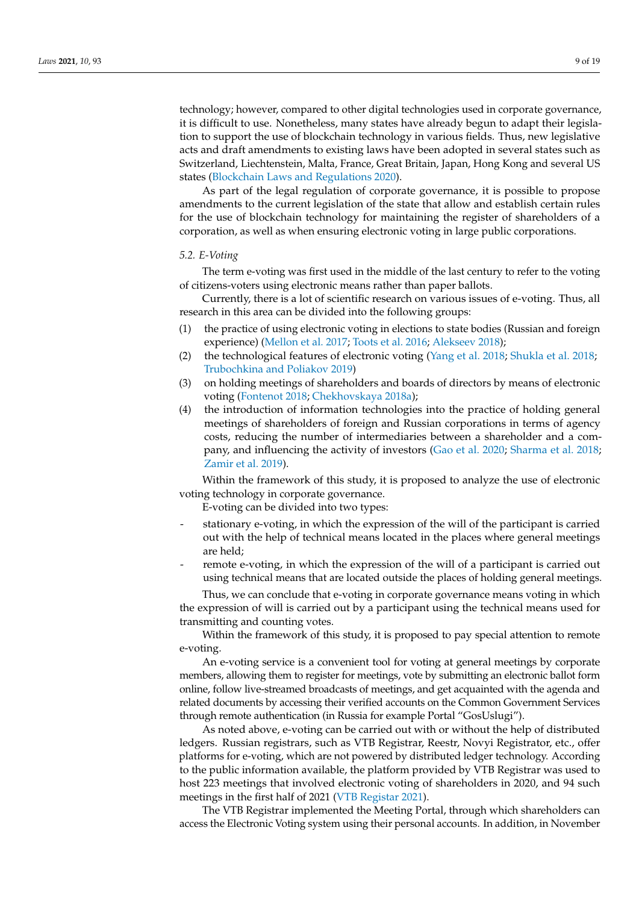technology; however, compared to other digital technologies used in corporate governance, it is difficult to use. Nonetheless, many states have already begun to adapt their legislation to support the use of blockchain technology in various fields. Thus, new legislative acts and draft amendments to existing laws have been adopted in several states such as Switzerland, Liechtenstein, Malta, France, Great Britain, Japan, Hong Kong and several US states (Blockchain Laws and Regulations 2020).

As part of the legal regulation of corporate governance, it is possible to propose amendments to the current legislation of the state that allow and establish certain rules for the use of blockchain technology for maintaining the register of shareholders of a corporation, as well as when ensuring electronic voting in large public corporations.

### 5.2. E-Voting

The term e-voting was first used in the middle of the last century to refer to the voting of citizens-voters using electronic means rather than paper ballots.

Currently, there is a lot of scientific research on various issues of e-voting. Thus, all research in this area can be divided into the following groups:

(1) the practice of using electronic voting in elections to state bodies (Russian and foreign experience) (Mellon et al. 2017; Toots et al. 2016; Alekseev 2018);
(2) the technological features of electronic voting (Yang et al. 2018; Shukla et al. 2018; Trubochkina and Poliakov 2019)
(3) on holding meetings of shareholders and boards of directors by means of electronic voting (Fontenot 2018; Chekhovskaya 2018a);
(4) the introduction of information technologies into the practice of holding general meetings of shareholders of foreign and Russian corporations in terms of agency costs, reducing the number of intermediaries between a shareholder and a company, and influencing the activity of investors (Gao et al. 2020; Sharma et al. 2018; Zamir et al. 2019).

Within the framework of this study, it is proposed to analyze the use of electronic voting technology in corporate governance.

E-voting can be divided into two types:

- stationary e-voting, in which the expression of the will of the participant is carried out with the help of technical means located in the places where general meetings are held;
- remote e-voting, in which the expression of the will of a participant is carried out using technical means that are located outside the places of holding general meetings.

Thus, we can conclude that e-voting in corporate governance means voting in which the expression of will is carried out by a participant using the technical means used for transmitting and counting votes.

Within the framework of this study, it is proposed to pay special attention to remote e-voting.

An e-voting service is a convenient tool for voting at general meetings by corporate members, allowing them to register for meetings, vote by submitting an electronic ballot form online, follow live-streamed broadcasts of meetings, and get acquainted with the agenda and related documents by accessing their verified accounts on the Common Government Services through remote authentication (in Russia for example Portal "GosUslugi").

As noted above, e-voting can be carried out with or without the help of distributed ledgers. Russian registrars, such as VTB Registrar, Reestr, Novyi Registrator, etc., offer platforms for e-voting, which are not powered by distributed ledger technology. According to the public information available, the platform provided by VTB Registrar was used to host 223 meetings that involved electronic voting of shareholders in 2020, and 94 such meetings in the first half of 2021 (VTB Registar 2021).

The VTB Registrar implemented the Meeting Portal, through which shareholders can access the Electronic Voting system using their personal accounts. In addition, in November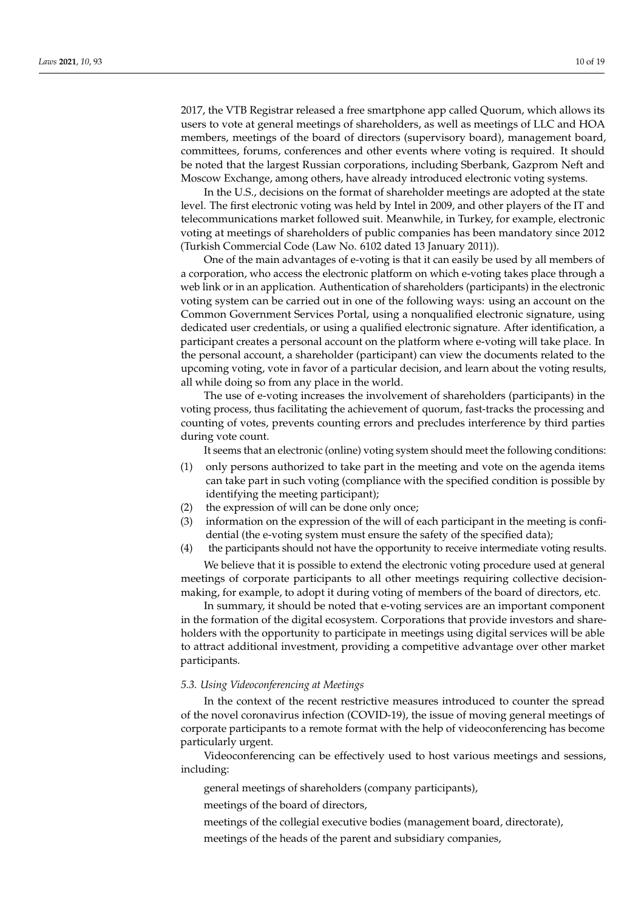2017, the VTB Registrar released a free smartphone app called Quorum, which allows its users to vote at general meetings of shareholders, as well as meetings of LLC and HOA members, meetings of the board of directors (supervisory board), management board, committees, forums, conferences and other events where voting is required. It should be noted that the largest Russian corporations, including Sberbank, Gazprom Neft and Moscow Exchange, among others, have already introduced electronic voting systems.

In the U.S., decisions on the format of shareholder meetings are adopted at the state level. The first electronic voting was held by Intel in 2009, and other players of the IT and telecommunications market followed suit. Meanwhile, in Turkey, for example, electronic voting at meetings of shareholders of public companies has been mandatory since 2012 (Turkish Commercial Code (Law No. 6102 dated 13 January 2011)).

One of the main advantages of e-voting is that it can easily be used by all members of a corporation, who access the electronic platform on which e-voting takes place through a web link or in an application. Authentication of shareholders (participants) in the electronic voting system can be carried out in one of the following ways: using an account on the Common Government Services Portal, using a nonqualified electronic signature, using dedicated user credentials, or using a qualified electronic signature. After identification, a participant creates a personal account on the platform where e-voting will take place. In the personal account, a shareholder (participant) can view the documents related to the upcoming voting, vote in favor of a particular decision, and learn about the voting results, all while doing so from any place in the world.

The use of e-voting increases the involvement of shareholders (participants) in the voting process, thus facilitating the achievement of quorum, fast-tracks the processing and counting of votes, prevents counting errors and precludes interference by third parties during vote count.

It seems that an electronic (online) voting system should meet the following conditions:

(1) only persons authorized to take part in the meeting and vote on the agenda items can take part in such voting (compliance with the specified condition is possible by identifying the meeting participant);
(2) the expression of will can be done only once;
(3) information on the expression of the will of each participant in the meeting is confidential (the e-voting system must ensure the safety of the specified data);
(4) the participants should not have the opportunity to receive intermediate voting results.

We believe that it is possible to extend the electronic voting procedure used at general meetings of corporate participants to all other meetings requiring collective decision-making, for example, to adopt it during voting of members of the board of directors, etc.

In summary, it should be noted that e-voting services are an important component in the formation of the digital ecosystem. Corporations that provide investors and shareholders with the opportunity to participate in meetings using digital services will be able to attract additional investment, providing a competitive advantage over other market participants.

### *5.3. Using Videoconferencing at Meetings*

In the context of the recent restrictive measures introduced to counter the spread of the novel coronavirus infection (COVID-19), the issue of moving general meetings of corporate participants to a remote format with the help of videoconferencing has become particularly urgent.

Videoconferencing can be effectively used to host various meetings and sessions, including:

general meetings of shareholders (company participants),

meetings of the board of directors,

meetings of the collegial executive bodies (management board, directorate),

meetings of the heads of the parent and subsidiary companies,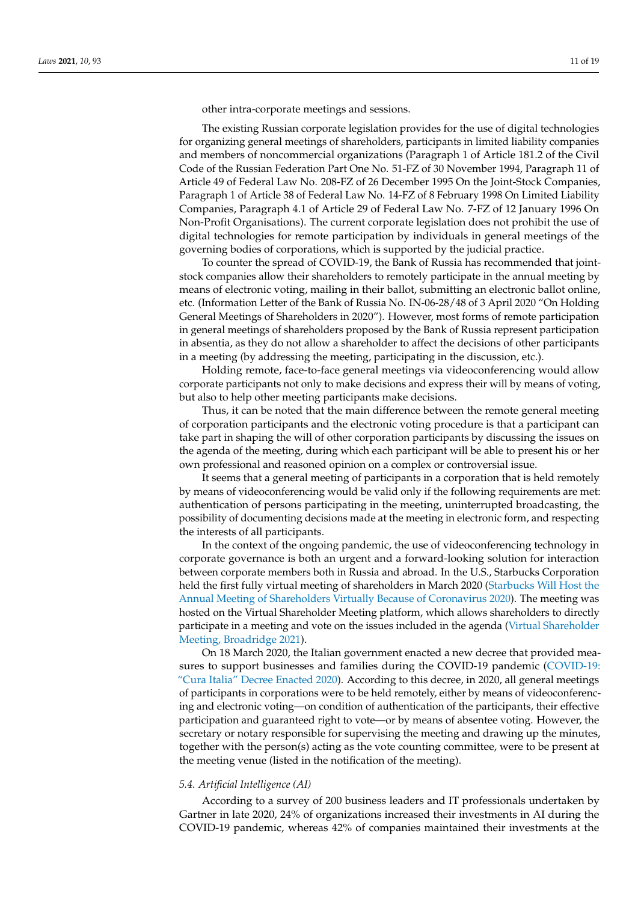other intra-corporate meetings and sessions.

The existing Russian corporate legislation provides for the use of digital technologies for organizing general meetings of shareholders, participants in limited liability companies and members of noncommercial organizations (Paragraph 1 of Article 181.2 of the Civil Code of the Russian Federation Part One No. 51-FZ of 30 November 1994, Paragraph 11 of Article 49 of Federal Law No. 208-FZ of 26 December 1995 On the Joint-Stock Companies, Paragraph 1 of Article 38 of Federal Law No. 14-FZ of 8 February 1998 On Limited Liability Companies, Paragraph 4.1 of Article 29 of Federal Law No. 7-FZ of 12 January 1996 On Non-Profit Organisations). The current corporate legislation does not prohibit the use of digital technologies for remote participation by individuals in general meetings of the governing bodies of corporations, which is supported by the judicial practice.

To counter the spread of COVID-19, the Bank of Russia has recommended that joint-stock companies allow their shareholders to remotely participate in the annual meeting by means of electronic voting, mailing in their ballot, submitting an electronic ballot online, etc. (Information Letter of the Bank of Russia No. IN-06-28/48 of 3 April 2020 "On Holding General Meetings of Shareholders in 2020"). However, most forms of remote participation in general meetings of shareholders proposed by the Bank of Russia represent participation in absentia, as they do not allow a shareholder to affect the decisions of other participants in a meeting (by addressing the meeting, participating in the discussion, etc.).

Holding remote, face-to-face general meetings via videoconferencing would allow corporate participants not only to make decisions and express their will by means of voting, but also to help other meeting participants make decisions.

Thus, it can be noted that the main difference between the remote general meeting of corporation participants and the electronic voting procedure is that a participant can take part in shaping the will of other corporation participants by discussing the issues on the agenda of the meeting, during which each participant will be able to present his or her own professional and reasoned opinion on a complex or controversial issue.

It seems that a general meeting of participants in a corporation that is held remotely by means of videoconferencing would be valid only if the following requirements are met: authentication of persons participating in the meeting, uninterrupted broadcasting, the possibility of documenting decisions made at the meeting in electronic form, and respecting the interests of all participants.

In the context of the ongoing pandemic, the use of videoconferencing technology in corporate governance is both an urgent and a forward-looking solution for interaction between corporate members both in Russia and abroad. In the U.S., Starbucks Corporation held the first fully virtual meeting of shareholders in March 2020 (Starbucks Will Host the Annual Meeting of Shareholders Virtually Because of Coronavirus 2020). The meeting was hosted on the Virtual Shareholder Meeting platform, which allows shareholders to directly participate in a meeting and vote on the issues included in the agenda (Virtual Shareholder Meeting, Broadridge 2021).

On 18 March 2020, the Italian government enacted a new decree that provided measures to support businesses and families during the COVID-19 pandemic (COVID-19: "Cura Italia" Decree Enacted 2020). According to this decree, in 2020, all general meetings of participants in corporations were to be held remotely, either by means of videoconferencing and electronic voting—on condition of authentication of the participants, their effective participation and guaranteed right to vote—or by means of absentee voting. However, the secretary or notary responsible for supervising the meeting and drawing up the minutes, together with the person(s) acting as the vote counting committee, were to be present at the meeting venue (listed in the notification of the meeting).

### *5.4. Artificial Intelligence (AI)*

According to a survey of 200 business leaders and IT professionals undertaken by Gartner in late 2020, 24% of organizations increased their investments in AI during the COVID-19 pandemic, whereas 42% of companies maintained their investments at the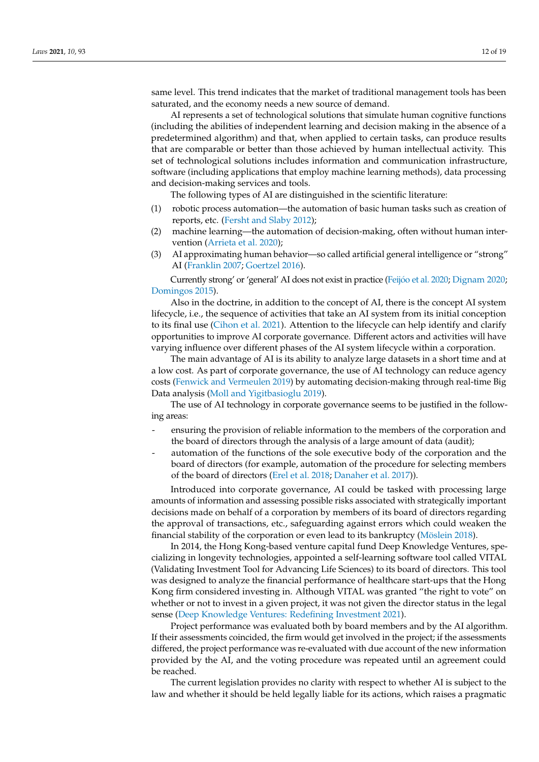same level. This trend indicates that the market of traditional management tools has been saturated, and the economy needs a new source of demand.

AI represents a set of technological solutions that simulate human cognitive functions (including the abilities of independent learning and decision making in the absence of a predetermined algorithm) and that, when applied to certain tasks, can produce results that are comparable or better than those achieved by human intellectual activity. This set of technological solutions includes information and communication infrastructure, software (including applications that employ machine learning methods), data processing and decision-making services and tools.

The following types of AI are distinguished in the scientific literature:

(1) robotic process automation—the automation of basic human tasks such as creation of reports, etc. (Fersht and Slaby 2012);
(2) machine learning—the automation of decision-making, often without human intervention (Arrieta et al. 2020);
(3) AI approximating human behavior—so called artificial general intelligence or "strong" AI (Franklin 2007; Goertzel 2016).

Currently strong' or 'general' AI does not exist in practice (Feijóo et al. 2020; Dignam 2020; Domingos 2015).

Also in the doctrine, in addition to the concept of AI, there is the concept AI system lifecycle, i.e., the sequence of activities that take an AI system from its initial conception to its final use (Cihon et al. 2021). Attention to the lifecycle can help identify and clarify opportunities to improve AI corporate governance. Different actors and activities will have varying influence over different phases of the AI system lifecycle within a corporation.

The main advantage of AI is its ability to analyze large datasets in a short time and at a low cost. As part of corporate governance, the use of AI technology can reduce agency costs (Fenwick and Vermeulen 2019) by automating decision-making through real-time Big Data analysis (Moll and Yigitbasioglu 2019).

The use of AI technology in corporate governance seems to be justified in the following areas:

- ensuring the provision of reliable information to the members of the corporation and the board of directors through the analysis of a large amount of data (audit);
- automation of the functions of the sole executive body of the corporation and the board of directors (for example, automation of the procedure for selecting members of the board of directors (Erel et al. 2018; Danaher et al. 2017)).

Introduced into corporate governance, AI could be tasked with processing large amounts of information and assessing possible risks associated with strategically important decisions made on behalf of a corporation by members of its board of directors regarding the approval of transactions, etc., safeguarding against errors which could weaken the financial stability of the corporation or even lead to its bankruptcy (Möslein 2018).

In 2014, the Hong Kong-based venture capital fund Deep Knowledge Ventures, specializing in longevity technologies, appointed a self-learning software tool called VITAL (Validating Investment Tool for Advancing Life Sciences) to its board of directors. This tool was designed to analyze the financial performance of healthcare start-ups that the Hong Kong firm considered investing in. Although VITAL was granted "the right to vote" on whether or not to invest in a given project, it was not given the director status in the legal sense (Deep Knowledge Ventures: Redefining Investment 2021).

Project performance was evaluated both by board members and by the AI algorithm. If their assessments coincided, the firm would get involved in the project; if the assessments differed, the project performance was re-evaluated with due account of the new information provided by the AI, and the voting procedure was repeated until an agreement could be reached.

The current legislation provides no clarity with respect to whether AI is subject to the law and whether it should be held legally liable for its actions, which raises a pragmatic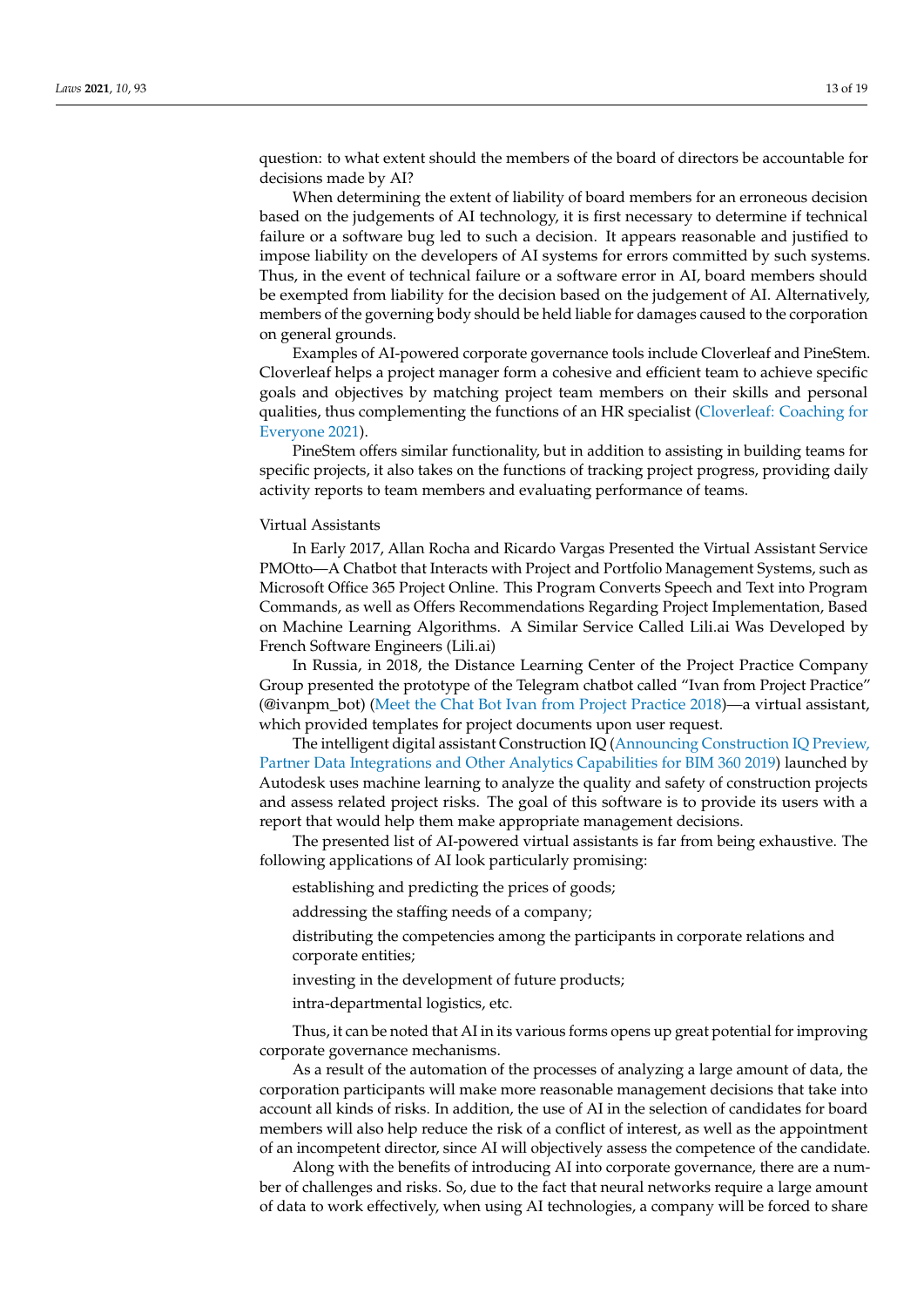question: to what extent should the members of the board of directors be accountable for decisions made by AI?

When determining the extent of liability of board members for an erroneous decision based on the judgements of AI technology, it is first necessary to determine if technical failure or a software bug led to such a decision. It appears reasonable and justified to impose liability on the developers of AI systems for errors committed by such systems. Thus, in the event of technical failure or a software error in AI, board members should be exempted from liability for the decision based on the judgement of AI. Alternatively, members of the governing body should be held liable for damages caused to the corporation on general grounds.

Examples of AI-powered corporate governance tools include Cloverleaf and PineStem. Cloverleaf helps a project manager form a cohesive and efficient team to achieve specific goals and objectives by matching project team members on their skills and personal qualities, thus complementing the functions of an HR specialist (Cloverleaf: Coaching for Everyone 2021).

PineStem offers similar functionality, but in addition to assisting in building teams for specific projects, it also takes on the functions of tracking project progress, providing daily activity reports to team members and evaluating performance of teams.

Virtual Assistants

In Early 2017, Allan Rocha and Ricardo Vargas Presented the Virtual Assistant Service PMOtto—A Chatbot that Interacts with Project and Portfolio Management Systems, such as Microsoft Office 365 Project Online. This Program Converts Speech and Text into Program Commands, as well as Offers Recommendations Regarding Project Implementation, Based on Machine Learning Algorithms. A Similar Service Called Lili.ai Was Developed by French Software Engineers (Lili.ai)

In Russia, in 2018, the Distance Learning Center of the Project Practice Company Group presented the prototype of the Telegram chatbot called "Ivan from Project Practice" (@ivanpm_bot) (Meet the Chat Bot Ivan from Project Practice 2018)—a virtual assistant, which provided templates for project documents upon user request.

The intelligent digital assistant Construction IQ (Announcing Construction IQ Preview, Partner Data Integrations and Other Analytics Capabilities for BIM 360 2019) launched by Autodesk uses machine learning to analyze the quality and safety of construction projects and assess related project risks. The goal of this software is to provide its users with a report that would help them make appropriate management decisions.

The presented list of AI-powered virtual assistants is far from being exhaustive. The following applications of AI look particularly promising:

- establishing and predicting the prices of goods;
- addressing the staffing needs of a company;
- distributing the competencies among the participants in corporate relations and corporate entities;
- investing in the development of future products;
- intra-departmental logistics, etc.

Thus, it can be noted that AI in its various forms opens up great potential for improving corporate governance mechanisms.

As a result of the automation of the processes of analyzing a large amount of data, the corporation participants will make more reasonable management decisions that take into account all kinds of risks. In addition, the use of AI in the selection of candidates for board members will also help reduce the risk of a conflict of interest, as well as the appointment of an incompetent director, since AI will objectively assess the competence of the candidate.

Along with the benefits of introducing AI into corporate governance, there are a number of challenges and risks. So, due to the fact that neural networks require a large amount of data to work effectively, when using AI technologies, a company will be forced to share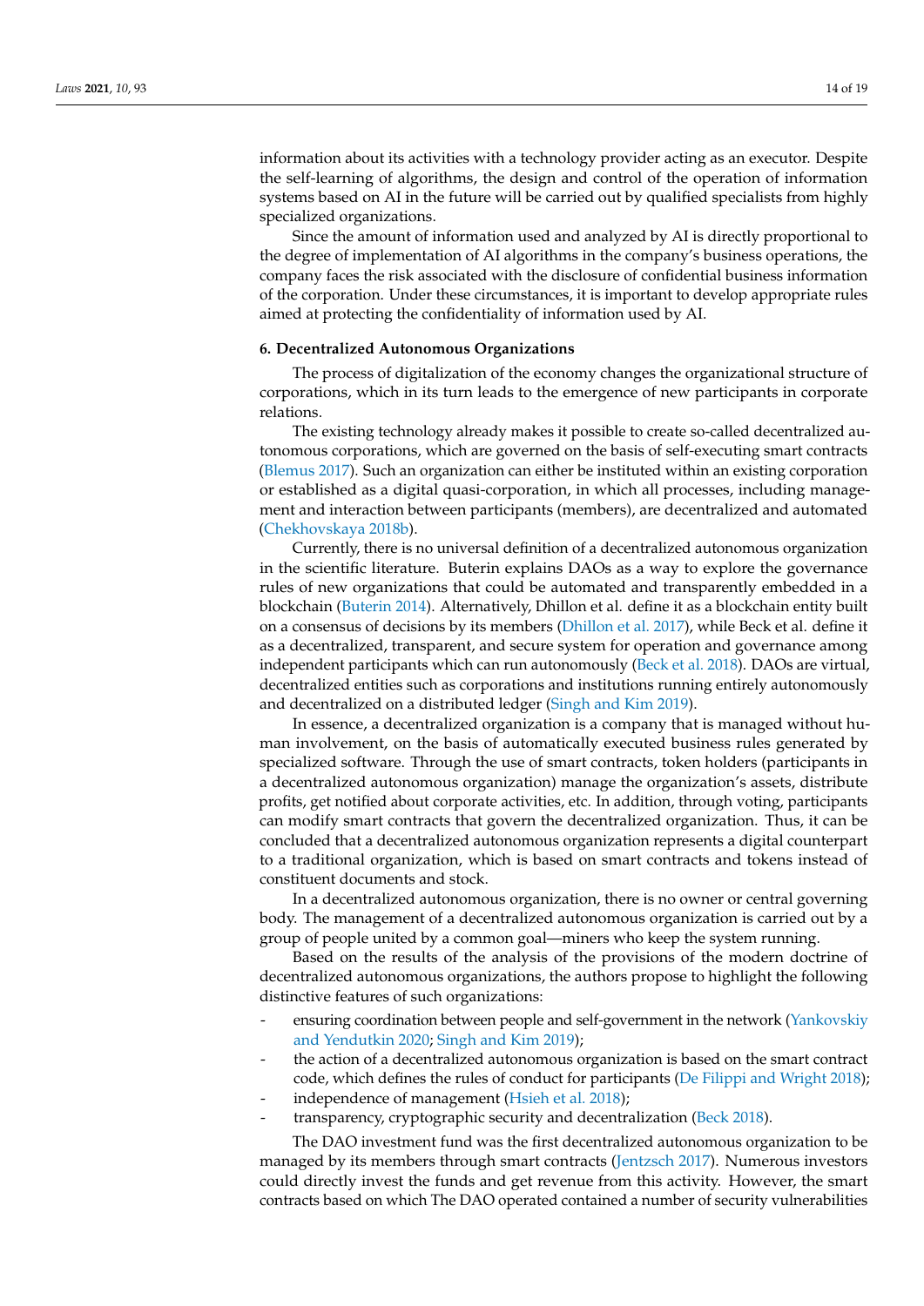information about its activities with a technology provider acting as an executor. Despite the self-learning of algorithms, the design and control of the operation of information systems based on AI in the future will be carried out by qualified specialists from highly specialized organizations.

Since the amount of information used and analyzed by AI is directly proportional to the degree of implementation of AI algorithms in the company's business operations, the company faces the risk associated with the disclosure of confidential business information of the corporation. Under these circumstances, it is important to develop appropriate rules aimed at protecting the confidentiality of information used by AI.

## 6. Decentralized Autonomous Organizations

The process of digitalization of the economy changes the organizational structure of corporations, which in its turn leads to the emergence of new participants in corporate relations.

The existing technology already makes it possible to create so-called decentralized autonomous corporations, which are governed on the basis of self-executing smart contracts (Blemus 2017). Such an organization can either be instituted within an existing corporation or established as a digital quasi-corporation, in which all processes, including management and interaction between participants (members), are decentralized and automated (Chekhovskaya 2018b).

Currently, there is no universal definition of a decentralized autonomous organization in the scientific literature. Buterin explains DAOs as a way to explore the governance rules of new organizations that could be automated and transparently embedded in a blockchain (Buterin 2014). Alternatively, Dhillon et al. define it as a blockchain entity built on a consensus of decisions by its members (Dhillon et al. 2017), while Beck et al. define it as a decentralized, transparent, and secure system for operation and governance among independent participants which can run autonomously (Beck et al. 2018). DAOs are virtual, decentralized entities such as corporations and institutions running entirely autonomously and decentralized on a distributed ledger (Singh and Kim 2019).

In essence, a decentralized organization is a company that is managed without human involvement, on the basis of automatically executed business rules generated by specialized software. Through the use of smart contracts, token holders (participants in a decentralized autonomous organization) manage the organization's assets, distribute profits, get notified about corporate activities, etc. In addition, through voting, participants can modify smart contracts that govern the decentralized organization. Thus, it can be concluded that a decentralized autonomous organization represents a digital counterpart to a traditional organization, which is based on smart contracts and tokens instead of constituent documents and stock.

In a decentralized autonomous organization, there is no owner or central governing body. The management of a decentralized autonomous organization is carried out by a group of people united by a common goal—miners who keep the system running.

Based on the results of the analysis of the provisions of the modern doctrine of decentralized autonomous organizations, the authors propose to highlight the following distinctive features of such organizations:

- ensuring coordination between people and self-government in the network (Yankovskiy and Yendutkin 2020; Singh and Kim 2019);
- the action of a decentralized autonomous organization is based on the smart contract code, which defines the rules of conduct for participants (De Filippi and Wright 2018);
- independence of management (Hsieh et al. 2018);
- transparency, cryptographic security and decentralization (Beck 2018).

The DAO investment fund was the first decentralized autonomous organization to be managed by its members through smart contracts (Jentzsch 2017). Numerous investors could directly invest the funds and get revenue from this activity. However, the smart contracts based on which The DAO operated contained a number of security vulnerabilities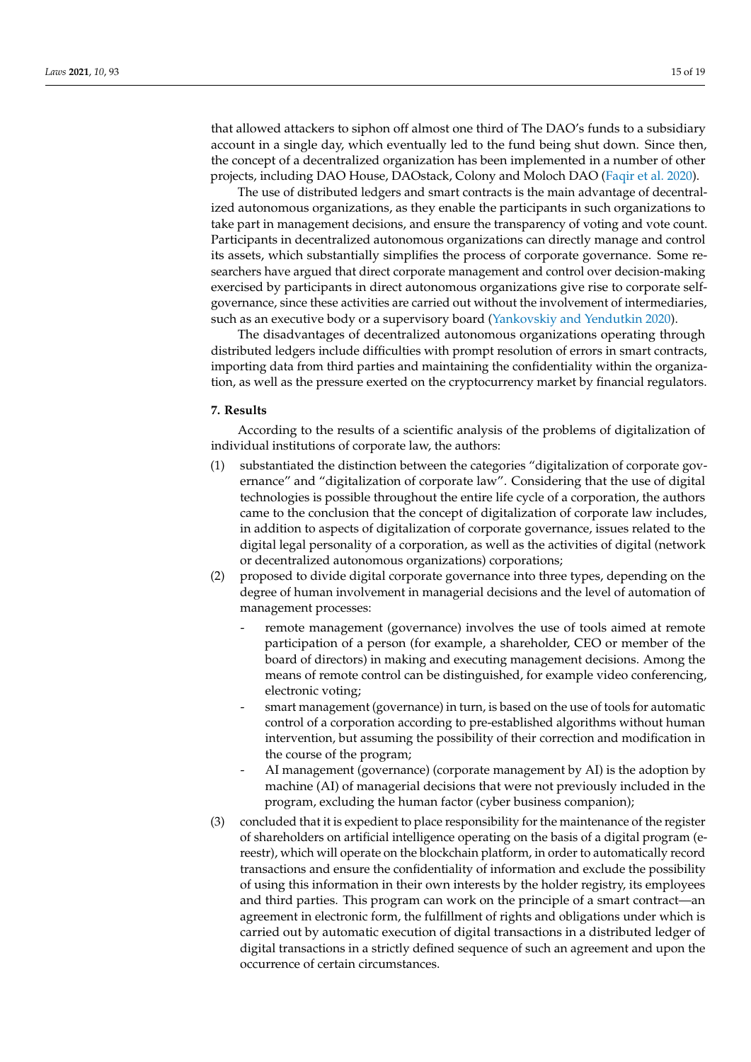that allowed attackers to siphon off almost one third of The DAO's funds to a subsidiary account in a single day, which eventually led to the fund being shut down. Since then, the concept of a decentralized organization has been implemented in a number of other projects, including DAO House, DAOstack, Colony and Moloch DAO (Faqir et al. 2020).

The use of distributed ledgers and smart contracts is the main advantage of decentralized autonomous organizations, as they enable the participants in such organizations to take part in management decisions, and ensure the transparency of voting and vote count. Participants in decentralized autonomous organizations can directly manage and control its assets, which substantially simplifies the process of corporate governance. Some researchers have argued that direct corporate management and control over decision-making exercised by participants in direct autonomous organizations give rise to corporate self-governance, since these activities are carried out without the involvement of intermediaries, such as an executive body or a supervisory board (Yankovskiy and Yendutkin 2020).

The disadvantages of decentralized autonomous organizations operating through distributed ledgers include difficulties with prompt resolution of errors in smart contracts, importing data from third parties and maintaining the confidentiality within the organization, as well as the pressure exerted on the cryptocurrency market by financial regulators.

## 7. Results

According to the results of a scientific analysis of the problems of digitalization of individual institutions of corporate law, the authors:

(1) substantiated the distinction between the categories "digitalization of corporate governance" and "digitalization of corporate law". Considering that the use of digital technologies is possible throughout the entire life cycle of a corporation, the authors came to the conclusion that the concept of digitalization of corporate law includes, in addition to aspects of digitalization of corporate governance, issues related to the digital legal personality of a corporation, as well as the activities of digital (network or decentralized autonomous organizations) corporations;

(2) proposed to divide digital corporate governance into three types, depending on the degree of human involvement in managerial decisions and the level of automation of management processes:

- remote management (governance) involves the use of tools aimed at remote participation of a person (for example, a shareholder, CEO or member of the board of directors) in making and executing management decisions. Among the means of remote control can be distinguished, for example video conferencing, electronic voting;
- smart management (governance) in turn, is based on the use of tools for automatic control of a corporation according to pre-established algorithms without human intervention, but assuming the possibility of their correction and modification in the course of the program;
- AI management (governance) (corporate management by AI) is the adoption by machine (AI) of managerial decisions that were not previously included in the program, excluding the human factor (cyber business companion);

(3) concluded that it is expedient to place responsibility for the maintenance of the register of shareholders on artificial intelligence operating on the basis of a digital program (e-reestr), which will operate on the blockchain platform, in order to automatically record transactions and ensure the confidentiality of information and exclude the possibility of using this information in their own interests by the holder registry, its employees and third parties. This program can work on the principle of a smart contract—an agreement in electronic form, the fulfillment of rights and obligations under which is carried out by automatic execution of digital transactions in a distributed ledger of digital transactions in a strictly defined sequence of such an agreement and upon the occurrence of certain circumstances.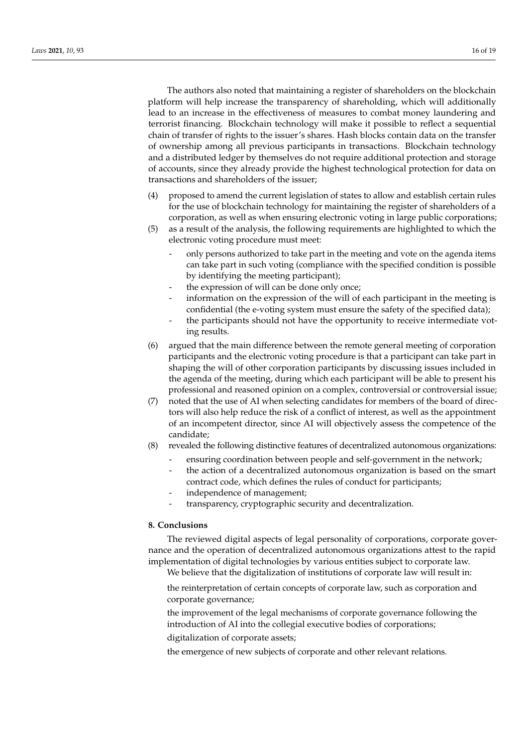The authors also noted that maintaining a register of shareholders on the blockchain platform will help increase the transparency of shareholding, which will additionally lead to an increase in the effectiveness of measures to combat money laundering and terrorist financing. Blockchain technology will make it possible to reflect a sequential chain of transfer of rights to the issuer's shares. Hash blocks contain data on the transfer of ownership among all previous participants in transactions. Blockchain technology and a distributed ledger by themselves do not require additional protection and storage of accounts, since they already provide the highest technological protection for data on transactions and shareholders of the issuer;

(4) proposed to amend the current legislation of states to allow and establish certain rules for the use of blockchain technology for maintaining the register of shareholders of a corporation, as well as when ensuring electronic voting in large public corporations;

(5) as a result of the analysis, the following requirements are highlighted to which the electronic voting procedure must meet:
    - only persons authorized to take part in the meeting and vote on the agenda items can take part in such voting (compliance with the specified condition is possible by identifying the meeting participant);
    - the expression of will can be done only once;
    - information on the expression of the will of each participant in the meeting is confidential (the e-voting system must ensure the safety of the specified data);
    - the participants should not have the opportunity to receive intermediate voting results.

(6) argued that the main difference between the remote general meeting of corporation participants and the electronic voting procedure is that a participant can take part in shaping the will of other corporation participants by discussing issues included in the agenda of the meeting, during which each participant will be able to present his professional and reasoned opinion on a complex, controversial or controversial issue;

(7) noted that the use of AI when selecting candidates for members of the board of directors will also help reduce the risk of a conflict of interest, as well as the appointment of an incompetent director, since AI will objectively assess the competence of the candidate;

(8) revealed the following distinctive features of decentralized autonomous organizations:
    - ensuring coordination between people and self-government in the network;
    - the action of a decentralized autonomous organization is based on the smart contract code, which defines the rules of conduct for participants;
    - independence of management;
    - transparency, cryptographic security and decentralization.

## 8. Conclusions

The reviewed digital aspects of legal personality of corporations, corporate governance and the operation of decentralized autonomous organizations attest to the rapid implementation of digital technologies by various entities subject to corporate law.

We believe that the digitalization of institutions of corporate law will result in:

the reinterpretation of certain concepts of corporate law, such as corporation and corporate governance;

the improvement of the legal mechanisms of corporate governance following the introduction of AI into the collegial executive bodies of corporations;

digitalization of corporate assets;

the emergence of new subjects of corporate and other relevant relations.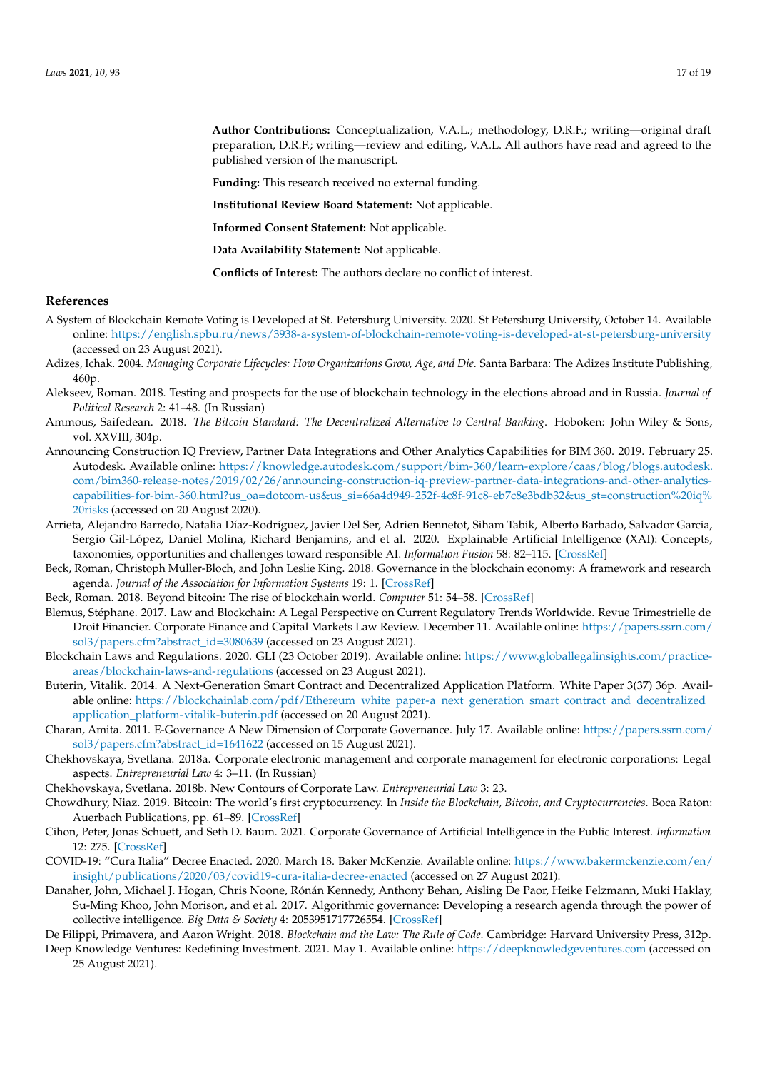**Author Contributions:** Conceptualization, V.A.L.; methodology, D.R.F.; writing—original draft preparation, D.R.F.; writing—review and editing, V.A.L. All authors have read and agreed to the published version of the manuscript.

**Funding:** This research received no external funding.

**Institutional Review Board Statement:** Not applicable.

**Informed Consent Statement:** Not applicable.

**Data Availability Statement:** Not applicable.

**Conflicts of Interest:** The authors declare no conflict of interest.

## References

A System of Blockchain Remote Voting is Developed at St. Petersburg University. 2020. St Petersburg University, October 14. Available online: https://english.spbu.ru/news/3938-a-system-of-blockchain-remote-voting-is-developed-at-st-petersburg-university (accessed on 23 August 2021).

Adizes, Ichak. 2004. *Managing Corporate Lifecycles: How Organizations Grow, Age, and Die*. Santa Barbara: The Adizes Institute Publishing, 460p.

Alekseev, Roman. 2018. Testing and prospects for the use of blockchain technology in the elections abroad and in Russia. *Journal of Political Research* 2: 41–48. (In Russian)

Ammous, Saifedean. 2018. *The Bitcoin Standard: The Decentralized Alternative to Central Banking*. Hoboken: John Wiley & Sons, vol. XXVIII, 304p.

Announcing Construction IQ Preview, Partner Data Integrations and Other Analytics Capabilities for BIM 360. 2019. February 25. Autodesk. Available online: https://knowledge.autodesk.com/support/bim-360/learn-explore/caas/blog/blogs.autodesk.com/bim360-release-notes/2019/02/26/announcing-construction-iq-preview-partner-data-integrations-and-other-analytics-capabilities-for-bim-360.html?us_oa=dotcom-us&us_si=66a4d949-252f-4c8f-91c8-eb7c8e3bdb32&us_st=construction%20iq%20risks (accessed on 20 August 2020).

Arrieta, Alejandro Barredo, Natalia Díaz-Rodríguez, Javier Del Ser, Adrien Bennetot, Siham Tabik, Alberto Barbado, Salvador García, Sergio Gil-López, Daniel Molina, Richard Benjamins, and et al. 2020. Explainable Artificial Intelligence (XAI): Concepts, taxonomies, opportunities and challenges toward responsible AI. *Information Fusion* 58: 82–115. [CrossRef]

Beck, Roman, Christoph Müller-Bloch, and John Leslie King. 2018. Governance in the blockchain economy: A framework and research agenda. *Journal of the Association for Information Systems* 19: 1. [CrossRef]

Beck, Roman. 2018. Beyond bitcoin: The rise of blockchain world. *Computer* 51: 54–58. [CrossRef]

Blemus, Stéphane. 2017. Law and Blockchain: A Legal Perspective on Current Regulatory Trends Worldwide. Revue Trimestrielle de Droit Financier. Corporate Finance and Capital Markets Law Review. December 11. Available online: https://papers.ssrn.com/sol3/papers.cfm?abstract_id=3080639 (accessed on 23 August 2021).

Blockchain Laws and Regulations. 2020. GLI (23 October 2019). Available online: https://www.globallegalinsights.com/practice-areas/blockchain-laws-and-regulations (accessed on 23 August 2021).

Buterin, Vitalik. 2014. A Next-Generation Smart Contract and Decentralized Application Platform. White Paper 3(37) 36p. Available online: https://blockchainlab.com/pdf/Ethereum_white_paper-a_next_generation_smart_contract_and_decentralized_application_platform-vitalik-buterin.pdf (accessed on 20 August 2021).

Charan, Amita. 2011. E-Governance A New Dimension of Corporate Governance. July 17. Available online: https://papers.ssrn.com/sol3/papers.cfm?abstract_id=1641622 (accessed on 15 August 2021).

Chekhovskaya, Svetlana. 2018a. Corporate electronic management and corporate management for electronic corporations: Legal aspects. *Entrepreneurial Law* 4: 3–11. (In Russian)

Chekhovskaya, Svetlana. 2018b. New Contours of Corporate Law. *Entrepreneurial Law* 3: 23.

Chowdhury, Niaz. 2019. Bitcoin: The world's first cryptocurrency. In *Inside the Blockchain, Bitcoin, and Cryptocurrencies*. Boca Raton: Auerbach Publications, pp. 61–89. [CrossRef]

Cihon, Peter, Jonas Schuett, and Seth D. Baum. 2021. Corporate Governance of Artificial Intelligence in the Public Interest. *Information* 12: 275. [CrossRef]

COVID-19: "Cura Italia" Decree Enacted. 2020. March 18. Baker McKenzie. Available online: https://www.bakermckenzie.com/en/insight/publications/2020/03/covid19-cura-italia-decree-enacted (accessed on 27 August 2021).

Danaher, John, Michael J. Hogan, Chris Noone, Rónán Kennedy, Anthony Behan, Aisling De Paor, Heike Felzmann, Muki Haklay, Su-Ming Khoo, John Morison, and et al. 2017. Algorithmic governance: Developing a research agenda through the power of collective intelligence. *Big Data & Society* 4: 2053951717726554. [CrossRef]

De Filippi, Primavera, and Aaron Wright. 2018. *Blockchain and the Law: The Rule of Code*. Cambridge: Harvard University Press, 312p.

Deep Knowledge Ventures: Redefining Investment. 2021. May 1. Available online: https://deepknowledgeventures.com (accessed on 25 August 2021).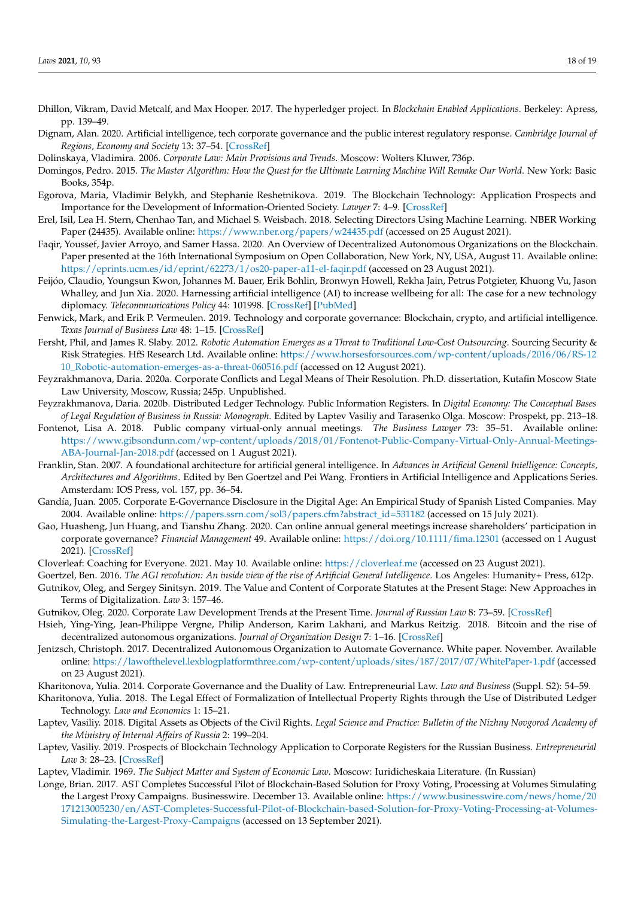Dhillon, Vikram, David Metcalf, and Max Hooper. 2017. The hyperledger project. In *Blockchain Enabled Applications*. Berkeley: Apress, pp. 139–49.

Dignam, Alan. 2020. Artificial intelligence, tech corporate governance and the public interest regulatory response. *Cambridge Journal of Regions, Economy and Society* 13: 37–54. [CrossRef]

Dolinskaya, Vladimira. 2006. *Corporate Law: Main Provisions and Trends*. Moscow: Wolters Kluwer, 736p.

Domingos, Pedro. 2015. *The Master Algorithm: How the Quest for the Ultimate Learning Machine Will Remake Our World*. New York: Basic Books, 354p.

Egorova, Maria, Vladimir Belykh, and Stephanie Reshetnikova. 2019. The Blockchain Technology: Application Prospects and Importance for the Development of Information-Oriented Society. *Lawyer* 7: 4–9. [CrossRef]

Erel, Isil, Lea H. Stern, Chenhao Tan, and Michael S. Weisbach. 2018. Selecting Directors Using Machine Learning. NBER Working Paper (24435). Available online: https://www.nber.org/papers/w24435.pdf (accessed on 25 August 2021).

Faqir, Youssef, Javier Arroyo, and Samer Hassa. 2020. An Overview of Decentralized Autonomous Organizations on the Blockchain. Paper presented at the 16th International Symposium on Open Collaboration, New York, NY, USA, August 11. Available online: https://eprints.ucm.es/id/eprint/62273/1/os20-paper-a11-el-faqir.pdf (accessed on 23 August 2021).

Feijóo, Claudio, Youngsun Kwon, Johannes M. Bauer, Erik Bohlin, Bronwyn Howell, Rekha Jain, Petrus Potgieter, Khuong Vu, Jason Whalley, and Jun Xia. 2020. Harnessing artificial intelligence (AI) to increase wellbeing for all: The case for a new technology diplomacy. *Telecommunications Policy* 44: 101998. [CrossRef] [PubMed]

Fenwick, Mark, and Erik P. Vermeulen. 2019. Technology and corporate governance: Blockchain, crypto, and artificial intelligence. *Texas Journal of Business Law* 48: 1–15. [CrossRef]

Fersht, Phil, and James R. Slaby. 2012. *Robotic Automation Emerges as a Threat to Traditional Low-Cost Outsourcing*. Sourcing Security & Risk Strategies. HfS Research Ltd. Available online: https://www.horsesforsources.com/wp-content/uploads/2016/06/RS-1210_Robotic-automation-emerges-as-a-threat-060516.pdf (accessed on 12 August 2021).

Feyzrakhmanova, Daria. 2020a. Corporate Conflicts and Legal Means of Their Resolution. Ph.D. dissertation, Kutafin Moscow State Law University, Moscow, Russia; 245p. Unpublished.

Feyzrakhmanova, Daria. 2020b. Distributed Ledger Technology. Public Information Registers. In *Digital Economy: The Conceptual Bases of Legal Regulation of Business in Russia: Monograph*. Edited by Laptev Vasiliy and Tarasenko Olga. Moscow: Prospekt, pp. 213–18.

Fontenot, Lisa A. 2018. Public company virtual-only annual meetings. *The Business Lawyer* 73: 35–51. Available online: https://www.gibsondunn.com/wp-content/uploads/2018/01/Fontenot-Public-Company-Virtual-Only-Annual-Meetings-ABA-Journal-Jan-2018.pdf (accessed on 1 August 2021).

Franklin, Stan. 2007. A foundational architecture for artificial general intelligence. In *Advances in Artificial General Intelligence: Concepts, Architectures and Algorithms*. Edited by Ben Goertzel and Pei Wang. Frontiers in Artificial Intelligence and Applications Series. Amsterdam: IOS Press, vol. 157, pp. 36–54.

Gandía, Juan. 2005. Corporate E-Governance Disclosure in the Digital Age: An Empirical Study of Spanish Listed Companies. May 2004. Available online: https://papers.ssrn.com/sol3/papers.cfm?abstract_id=531182 (accessed on 15 July 2021).

Gao, Huasheng, Jun Huang, and Tianshu Zhang. 2020. Can online annual general meetings increase shareholders' participation in corporate governance? *Financial Management* 49. Available online: https://doi.org/10.1111/fima.12301 (accessed on 1 August 2021). [CrossRef]

Cloverleaf: Coaching for Everyone. 2021. May 10. Available online: https://cloverleaf.me (accessed on 23 August 2021).

Goertzel, Ben. 2016. *The AGI revolution: An inside view of the rise of Artificial General Intelligence*. Los Angeles: Humanity+ Press, 612p.

Gutnikov, Oleg, and Sergey Sinitsyn. 2019. The Value and Content of Corporate Statutes at the Present Stage: New Approaches in Terms of Digitalization. *Law* 3: 157–46.

Gutnikov, Oleg. 2020. Corporate Law Development Trends at the Present Time. *Journal of Russian Law* 8: 73–59. [CrossRef]

Hsieh, Ying-Ying, Jean-Philippe Vergne, Philip Anderson, Karim Lakhani, and Markus Reitzig. 2018. Bitcoin and the rise of decentralized autonomous organizations. *Journal of Organization Design* 7: 1–16. [CrossRef]

Jentzsch, Christoph. 2017. Decentralized Autonomous Organization to Automate Governance. White paper. November. Available online: https://lawofthelevel.lexblogplatformthree.com/wp-content/uploads/sites/187/2017/07/WhitePaper-1.pdf (accessed on 23 August 2021).

Kharitonova, Yulia. 2014. Corporate Governance and the Duality of Law. Entrepreneurial Law. *Law and Business* (Suppl. S2): 54–59.

Kharitonova, Yulia. 2018. The Legal Effect of Formalization of Intellectual Property Rights through the Use of Distributed Ledger Technology. *Law and Economics* 1: 15–21.

Laptev, Vasiliy. 2018. Digital Assets as Objects of the Civil Rights. *Legal Science and Practice: Bulletin of the Nizhny Novgorod Academy of the Ministry of Internal Affairs of Russia* 2: 199–204.

Laptev, Vasiliy. 2019. Prospects of Blockchain Technology Application to Corporate Registers for the Russian Business. *Entrepreneurial Law* 3: 28–23. [CrossRef]

Laptev, Vladimir. 1969. *The Subject Matter and System of Economic Law*. Moscow: Iuridicheskaia Literature. (In Russian)

Longe, Brian. 2017. AST Completes Successful Pilot of Blockchain-Based Solution for Proxy Voting, Processing at Volumes Simulating the Largest Proxy Campaigns. Businesswire. December 13. Available online: https://www.businesswire.com/news/home/20171213005230/en/AST-Completes-Successful-Pilot-of-Blockchain-based-Solution-for-Proxy-Voting-Processing-at-Volumes-Simulating-the-Largest-Proxy-Campaigns (accessed on 13 September 2021).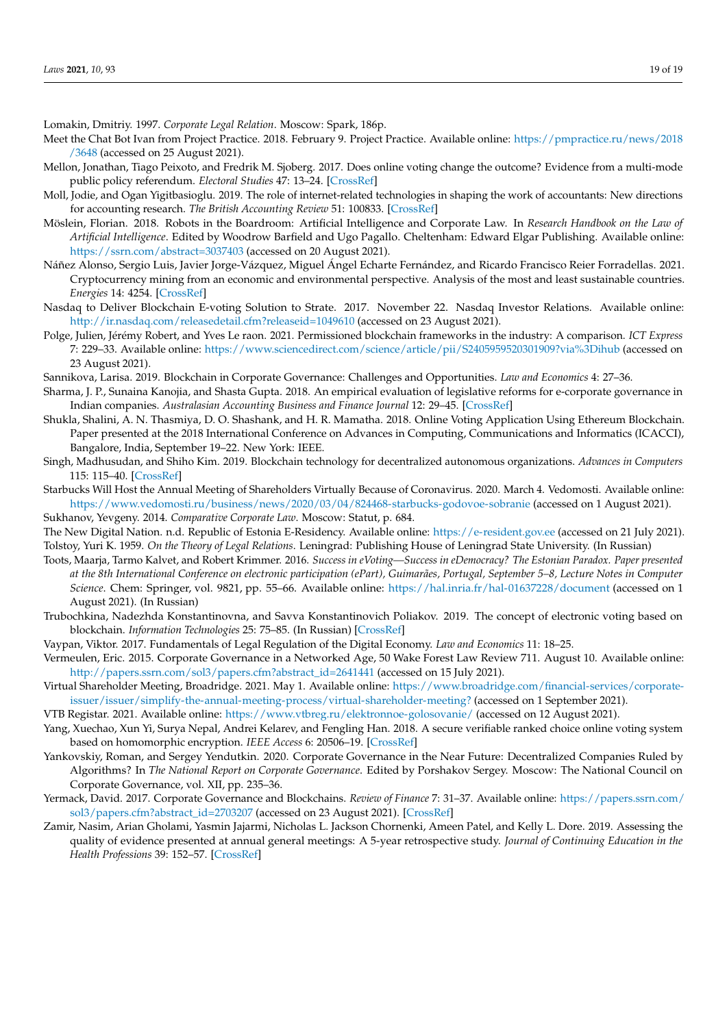Lomakin, Dmitriy. 1997. *Corporate Legal Relation*. Moscow: Spark, 186p.

Meet the Chat Bot Ivan from Project Practice. 2018. February 9. Project Practice. Available online: https://pmpractice.ru/news/2018/3648 (accessed on 25 August 2021).

Mellon, Jonathan, Tiago Peixoto, and Fredrik M. Sjoberg. 2017. Does online voting change the outcome? Evidence from a multi-mode public policy referendum. *Electoral Studies* 47: 13–24. [CrossRef]

Moll, Jodie, and Ogan Yigitbasioglu. 2019. The role of internet-related technologies in shaping the work of accountants: New directions for accounting research. *The British Accounting Review* 51: 100833. [CrossRef]

Möslein, Florian. 2018. Robots in the Boardroom: Artificial Intelligence and Corporate Law. In *Research Handbook on the Law of Artificial Intelligence*. Edited by Woodrow Barfield and Ugo Pagallo. Cheltenham: Edward Elgar Publishing. Available online: https://ssrn.com/abstract=3037403 (accessed on 20 August 2021).

Náñez Alonso, Sergio Luis, Javier Jorge-Vázquez, Miguel Ángel Echarte Fernández, and Ricardo Francisco Reier Forradellas. 2021. Cryptocurrency mining from an economic and environmental perspective. Analysis of the most and least sustainable countries. *Energies* 14: 4254. [CrossRef]

Nasdaq to Deliver Blockchain E-voting Solution to Strate. 2017. November 22. Nasdaq Investor Relations. Available online: http://ir.nasdaq.com/releasedetail.cfm?releaseid=1049610 (accessed on 23 August 2021).

Polge, Julien, Jérémy Robert, and Yves Le raon. 2021. Permissioned blockchain frameworks in the industry: A comparison. *ICT Express* 7: 229–33. Available online: https://www.sciencedirect.com/science/article/pii/S2405959520301909?via%3Dihub (accessed on 23 August 2021).

Sannikova, Larisa. 2019. Blockchain in Corporate Governance: Challenges and Opportunities. *Law and Economics* 4: 27–36.

Sharma, J. P., Sunaina Kanojia, and Shasta Gupta. 2018. An empirical evaluation of legislative reforms for e-corporate governance in Indian companies. *Australasian Accounting Business and Finance Journal* 12: 29–45. [CrossRef]

Shukla, Shalini, A. N. Thasmiya, D. O. Shashank, and H. R. Mamatha. 2018. Online Voting Application Using Ethereum Blockchain. Paper presented at the 2018 International Conference on Advances in Computing, Communications and Informatics (ICACCI), Bangalore, India, September 19–22. New York: IEEE.

Singh, Madhusudan, and Shiho Kim. 2019. Blockchain technology for decentralized autonomous organizations. *Advances in Computers* 115: 115–40. [CrossRef]

Starbucks Will Host the Annual Meeting of Shareholders Virtually Because of Coronavirus. 2020. March 4. Vedomosti. Available online: https://www.vedomosti.ru/business/news/2020/03/04/824468-starbucks-godovoe-sobranie (accessed on 1 August 2021).

Sukhanov, Yevgeny. 2014. *Comparative Corporate Law*. Moscow: Statut, p. 684.

The New Digital Nation. n.d. Republic of Estonia E-Residency. Available online: https://e-resident.gov.ee (accessed on 21 July 2021).

Tolstoy, Yuri K. 1959. *On the Theory of Legal Relations*. Leningrad: Publishing House of Leningrad State University. (In Russian)

Toots, Maarja, Tarmo Kalvet, and Robert Krimmer. 2016. *Success in eVoting—Success in eDemocracy? The Estonian Paradox. Paper presented at the 8th International Conference on electronic participation (ePart), Guimarães, Portugal, September 5–8, Lecture Notes in Computer Science*. Chem: Springer, vol. 9821, pp. 55–66. Available online: https://hal.inria.fr/hal-01637228/document (accessed on 1 August 2021). (In Russian)

Trubochkina, Nadezhda Konstantinovna, and Savva Konstantinovich Poliakov. 2019. The concept of electronic voting based on blockchain. *Information Technologies* 25: 75–85. (In Russian) [CrossRef]

Vaypan, Viktor. 2017. Fundamentals of Legal Regulation of the Digital Economy. *Law and Economics* 11: 18–25.

Vermeulen, Eric. 2015. Corporate Governance in a Networked Age, 50 Wake Forest Law Review 711. August 10. Available online: http://papers.ssrn.com/sol3/papers.cfm?abstract_id=2641441 (accessed on 15 July 2021).

Virtual Shareholder Meeting, Broadridge. 2021. May 1. Available online: https://www.broadridge.com/financial-services/corporate-issuer/issuer/simplify-the-annual-meeting-process/virtual-shareholder-meeting? (accessed on 1 September 2021).

VTB Registar. 2021. Available online: https://www.vtbreg.ru/elektronnoe-golosovanie/ (accessed on 12 August 2021).

Yang, Xuechao, Xun Yi, Surya Nepal, Andrei Kelarev, and Fengling Han. 2018. A secure verifiable ranked choice online voting system based on homomorphic encryption. *IEEE Access* 6: 20506–19. [CrossRef]

Yankovskiy, Roman, and Sergey Yendutkin. 2020. Corporate Governance in the Near Future: Decentralized Companies Ruled by Algorithms? In *The National Report on Corporate Governance*. Edited by Porshakov Sergey. Moscow: The National Council on Corporate Governance, vol. XII, pp. 235–36.

Yermack, David. 2017. Corporate Governance and Blockchains. *Review of Finance* 7: 31–37. Available online: https://papers.ssrn.com/sol3/papers.cfm?abstract_id=2703207 (accessed on 23 August 2021). [CrossRef]

Zamir, Nasim, Arian Gholami, Yasmin Jajarmi, Nicholas L. Jackson Chornenki, Ameen Patel, and Kelly L. Dore. 2019. Assessing the quality of evidence presented at annual general meetings: A 5-year retrospective study. *Journal of Continuing Education in the Health Professions* 39: 152–57. [CrossRef]